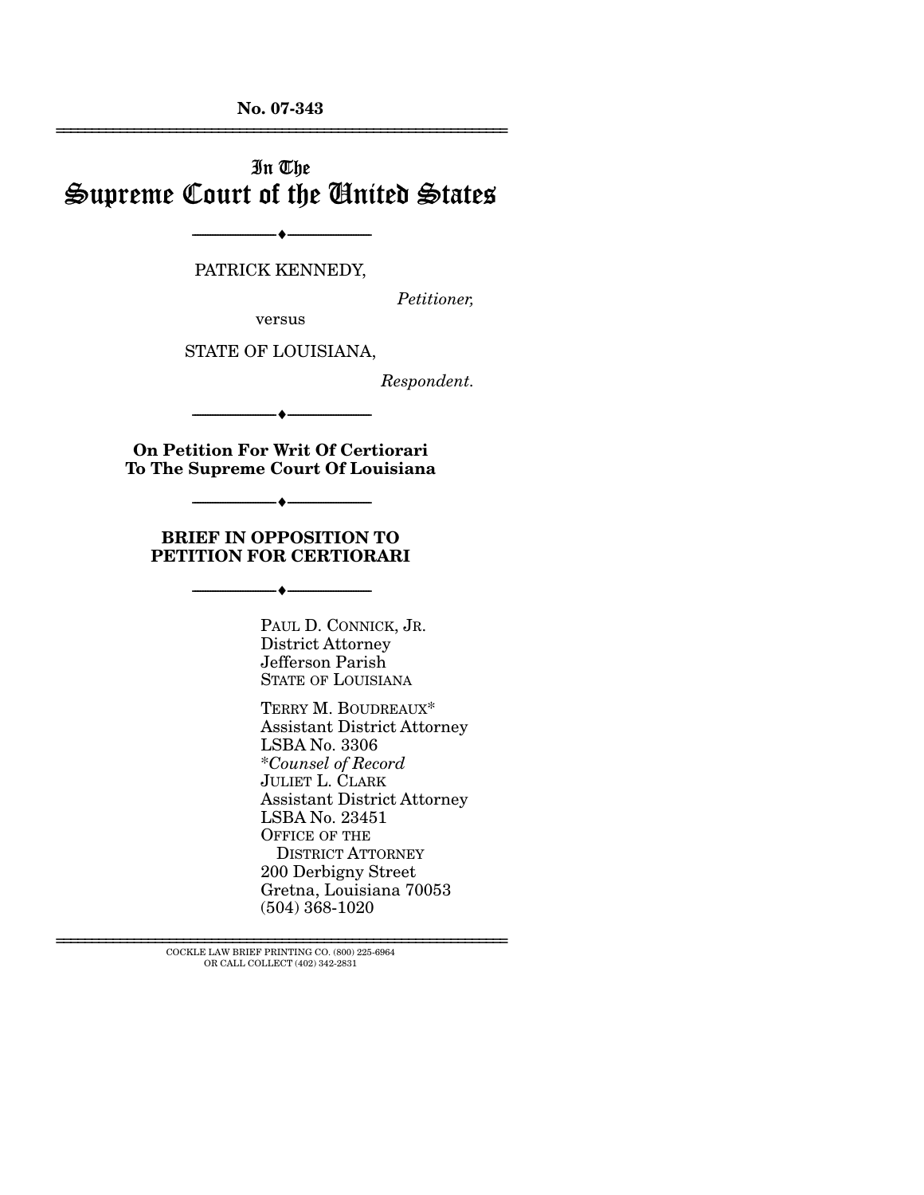**No. 07-343**

---

In The

# Supreme Court of the United States

---

PATRICK KENNEDY,

*Petitioner,*

versus

STATE OF LOUISIANA,

*Respondent.*

---

**On Petition For Writ Of Certiorari To The Supreme Court Of Louisiana**

---

**BRIEF IN OPPOSITION TO PETITION FOR CERTIORARI**

---

PAUL D. CONNICK, JR.
District Attorney
Jefferson Parish
STATE OF LOUISIANA

TERRY M. BOUDREAUX*
Assistant District Attorney
LSBA No. 3306
**Counsel of Record*
JULIET L. CLARK
Assistant District Attorney
LSBA No. 23451
OFFICE OF THE
DISTRICT ATTORNEY
200 Derbigny Street
Gretna, Louisiana 70053
(504) 368-1020

---

COCKLE LAW BRIEF PRINTING CO. (800) 225-6964
OR CALL COLLECT (402) 342-2831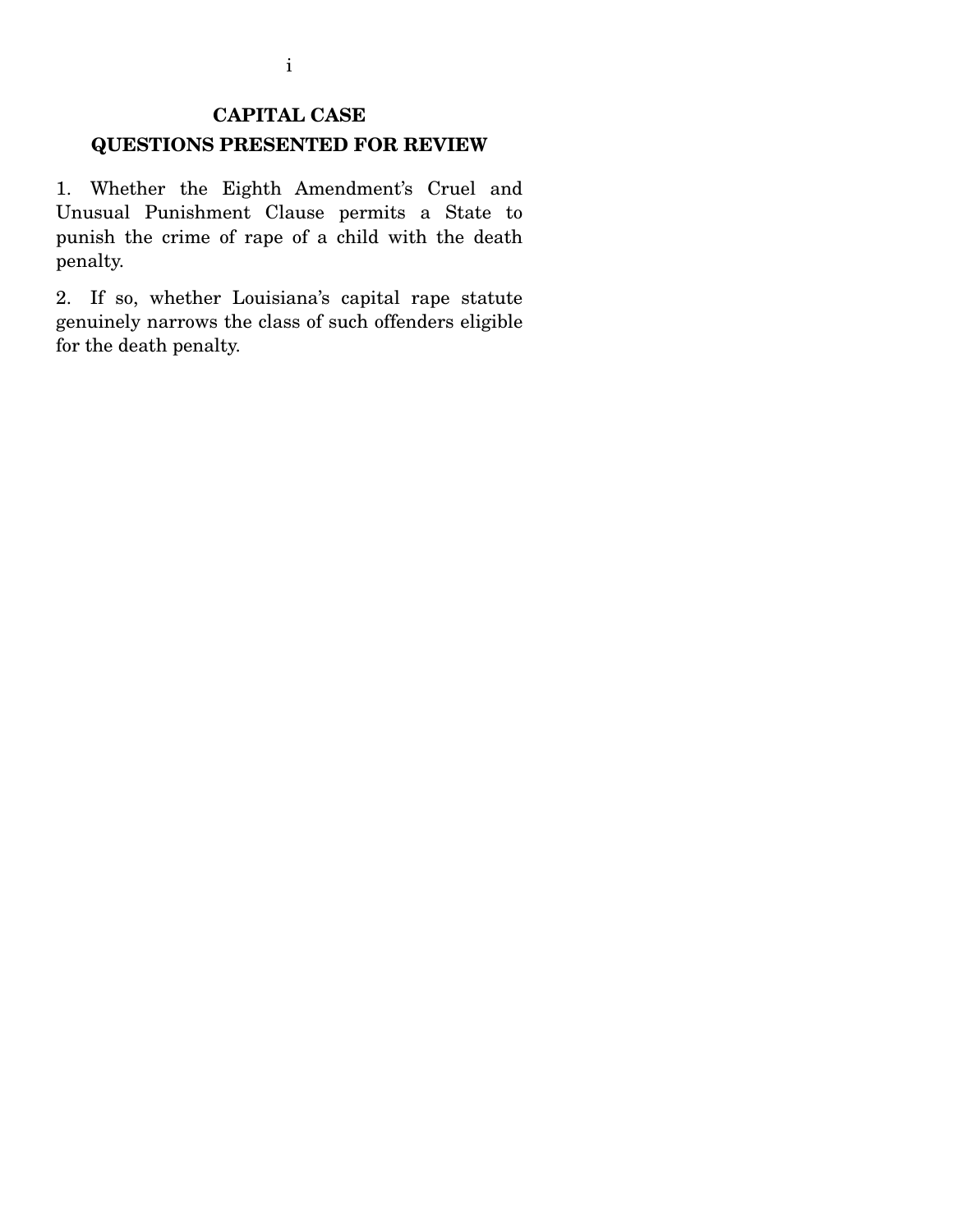## CAPITAL CASE

## QUESTIONS PRESENTED FOR REVIEW

1. Whether the Eighth Amendment's Cruel and Unusual Punishment Clause permits a State to punish the crime of rape of a child with the death penalty.

2. If so, whether Louisiana's capital rape statute genuinely narrows the class of such offenders eligible for the death penalty.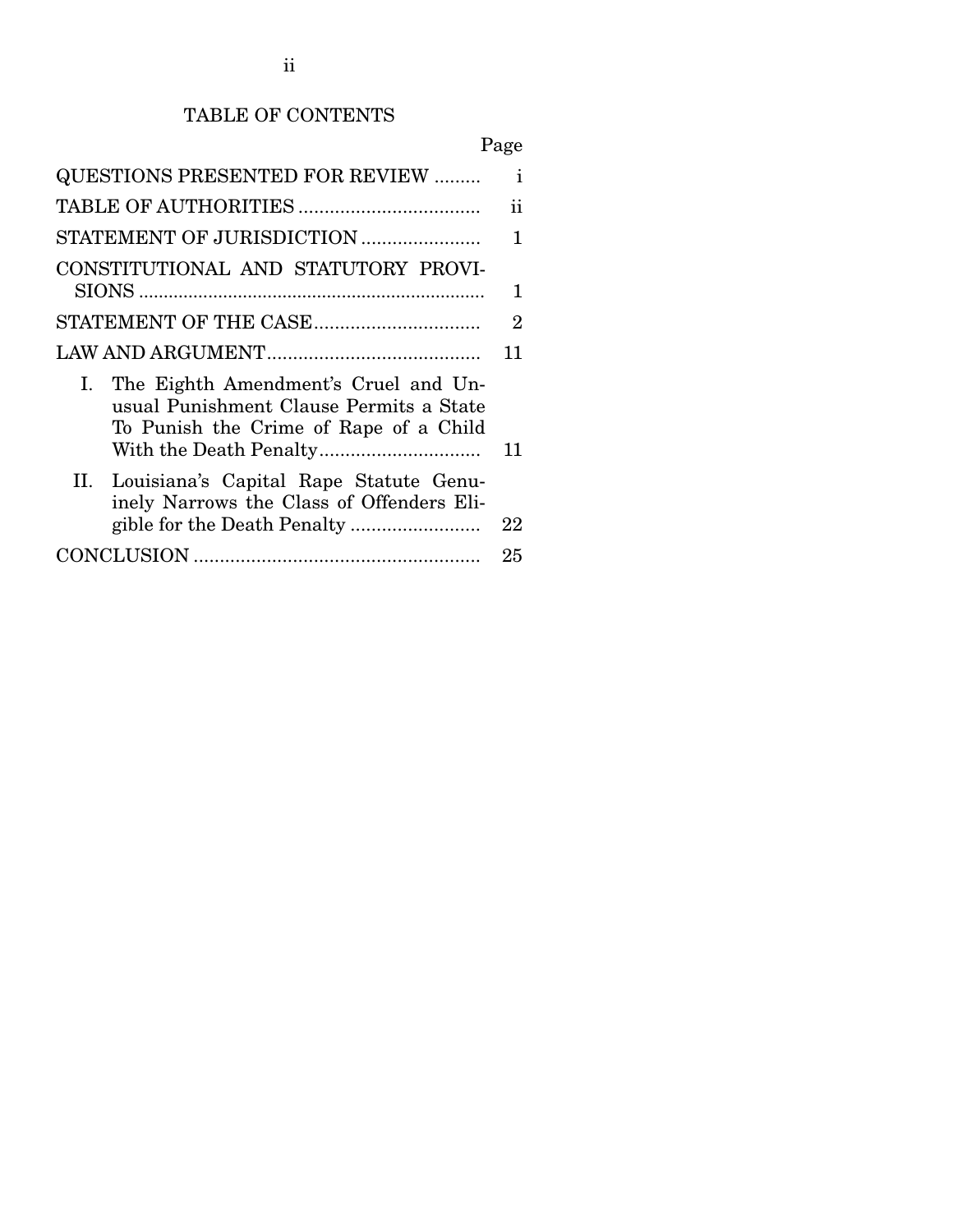## TABLE OF CONTENTS

| | Page |
|---|---|
| QUESTIONS PRESENTED FOR REVIEW | i |
| TABLE OF AUTHORITIES | ii |
| STATEMENT OF JURISDICTION | 1 |
| CONSTITUTIONAL AND STATUTORY PROVISIONS | 1 |
| STATEMENT OF THE CASE | 2 |
| LAW AND ARGUMENT | 11 |
| I. The Eighth Amendment's Cruel and Unusual Punishment Clause Permits a State To Punish the Crime of Rape of a Child With the Death Penalty | 11 |
| II. Louisiana's Capital Rape Statute Genuinely Narrows the Class of Offenders Eligible for the Death Penalty | 22 |
| CONCLUSION | 25 |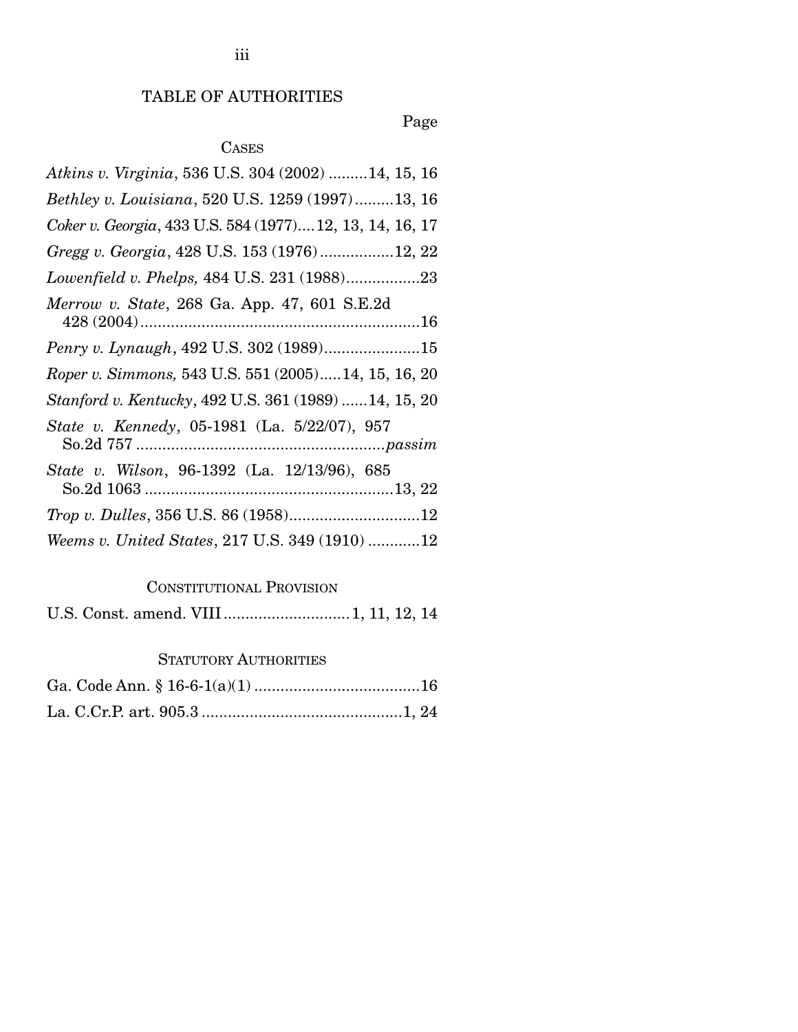# TABLE OF AUTHORITIES

Page

## CASES

*Atkins v. Virginia*, 536 U.S. 304 (2002) .........14, 15, 16

*Bethley v. Louisiana*, 520 U.S. 1259 (1997).........13, 16

*Coker v. Georgia*, 433 U.S. 584 (1977)....12, 13, 14, 16, 17

*Gregg v. Georgia*, 428 U.S. 153 (1976).................12, 22

*Lowenfield v. Phelps,* 484 U.S. 231 (1988).................23

*Merrow v. State*, 268 Ga. App. 47, 601 S.E.2d 428 (2004).................................................................16

*Penry v. Lynaugh*, 492 U.S. 302 (1989)......................15

*Roper v. Simmons,* 543 U.S. 551 (2005).....14, 15, 16, 20

*Stanford v. Kentucky*, 492 U.S. 361 (1989) ......14, 15, 20

*State v. Kennedy*, 05-1981 (La. 5/22/07), 957 So.2d 757 .........................................................*passim*

*State v. Wilson*, 96-1392 (La. 12/13/96), 685 So.2d 1063 .........................................................13, 22

*Trop v. Dulles*, 356 U.S. 86 (1958)..............................12

*Weems v. United States*, 217 U.S. 349 (1910) ............12

## CONSTITUTIONAL PROVISION

U.S. Const. amend. VIII.............................1, 11, 12, 14

## STATUTORY AUTHORITIES

Ga. Code Ann. § 16-6-1(a)(1) ......................................16

La. C.Cr.P. art. 905.3 ..............................................1, 24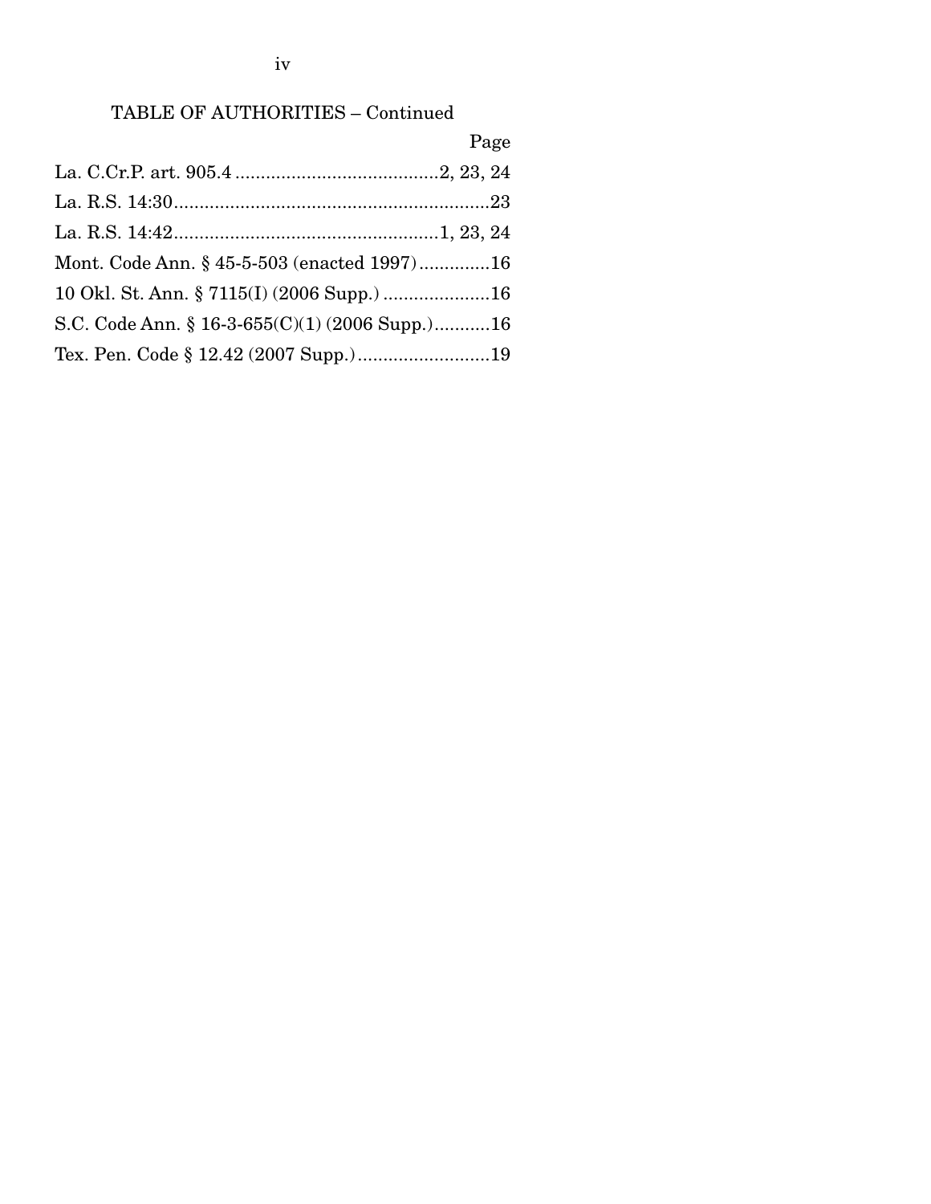TABLE OF AUTHORITIES – Continued

| | Page |
|---|---|
| La. C.Cr.P. art. 905.4 | 2, 23, 24 |
| La. R.S. 14:30 | 23 |
| La. R.S. 14:42 | 1, 23, 24 |
| Mont. Code Ann. § 45-5-503 (enacted 1997) | 16 |
| 10 Okl. St. Ann. § 7115(I) (2006 Supp.) | 16 |
| S.C. Code Ann. § 16-3-655(C)(1) (2006 Supp.) | 16 |
| Tex. Pen. Code § 12.42 (2007 Supp.) | 19 |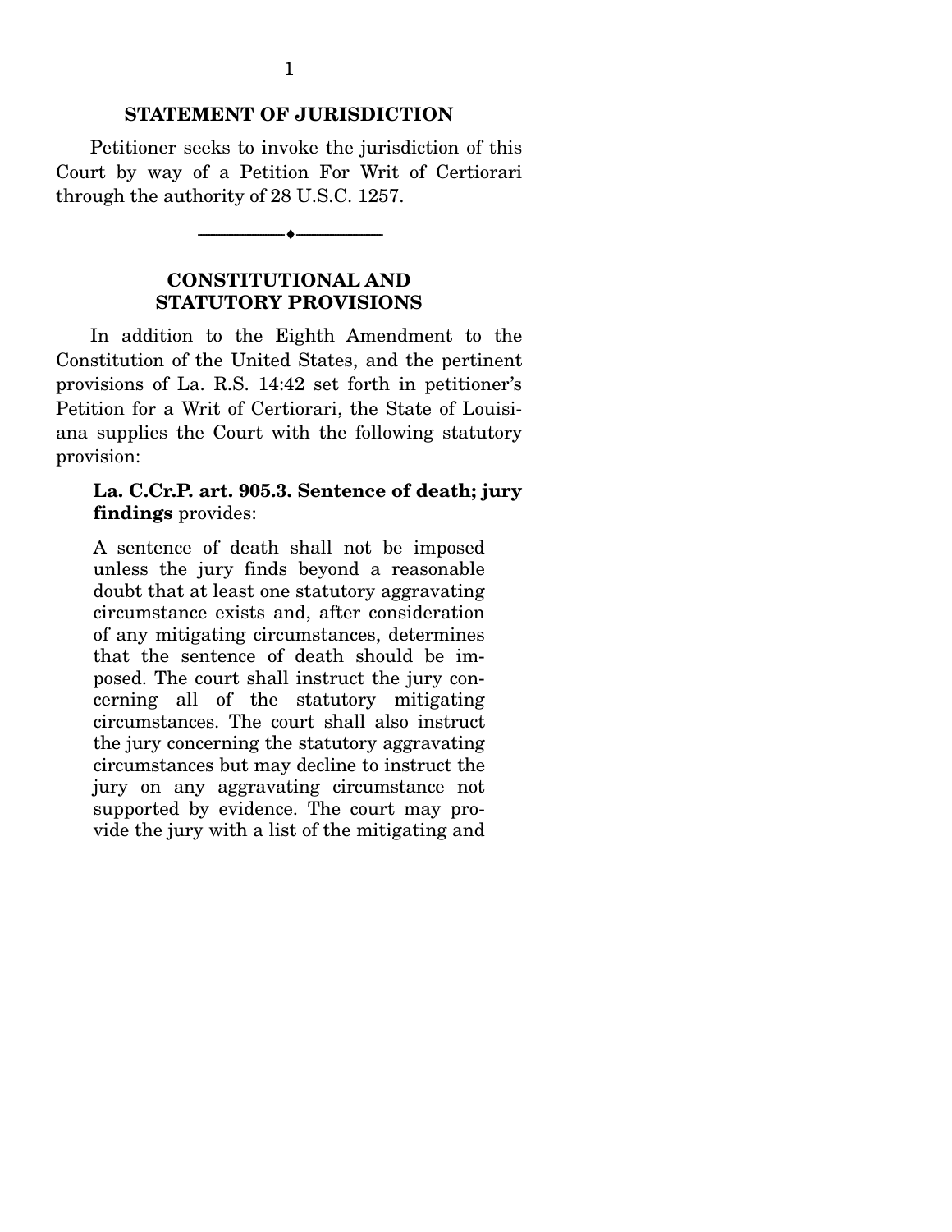## STATEMENT OF JURISDICTION

Petitioner seeks to invoke the jurisdiction of this Court by way of a Petition For Writ of Certiorari through the authority of 28 U.S.C. 1257.

---

## CONSTITUTIONAL AND STATUTORY PROVISIONS

In addition to the Eighth Amendment to the Constitution of the United States, and the pertinent provisions of La. R.S. 14:42 set forth in petitioner's Petition for a Writ of Certiorari, the State of Louisiana supplies the Court with the following statutory provision:

> **La. C.Cr.P. art. 905.3. Sentence of death; jury findings** provides:
>
> A sentence of death shall not be imposed unless the jury finds beyond a reasonable doubt that at least one statutory aggravating circumstance exists and, after consideration of any mitigating circumstances, determines that the sentence of death should be imposed. The court shall instruct the jury concerning all of the statutory mitigating circumstances. The court shall also instruct the jury concerning the statutory aggravating circumstances but may decline to instruct the jury on any aggravating circumstance not supported by evidence. The court may provide the jury with a list of the mitigating and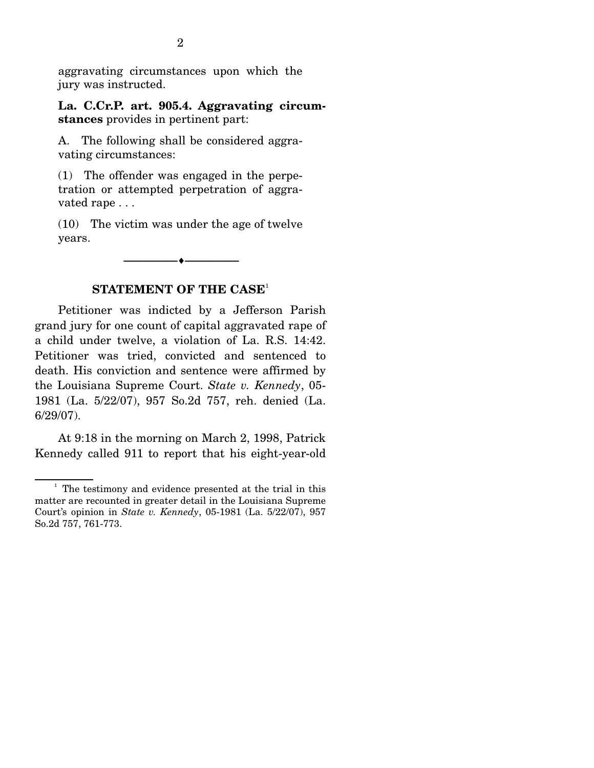aggravating circumstances upon which the jury was instructed.

**La. C.Cr.P. art. 905.4. Aggravating circumstances** provides in pertinent part:

A. The following shall be considered aggravating circumstances:

(1) The offender was engaged in the perpetration or attempted perpetration of aggravated rape . . .

(10) The victim was under the age of twelve years.

---

## STATEMENT OF THE CASE[1]

Petitioner was indicted by a Jefferson Parish grand jury for one count of capital aggravated rape of a child under twelve, a violation of La. R.S. 14:42. Petitioner was tried, convicted and sentenced to death. His conviction and sentence were affirmed by the Louisiana Supreme Court. *State v. Kennedy*, 05-1981 (La. 5/22/07), 957 So.2d 757, reh. denied (La. 6/29/07).

At 9:18 in the morning on March 2, 1998, Patrick Kennedy called 911 to report that his eight-year-old

[1] The testimony and evidence presented at the trial in this matter are recounted in greater detail in the Louisiana Supreme Court's opinion in *State v. Kennedy*, 05-1981 (La. 5/22/07), 957 So.2d 757, 761-773.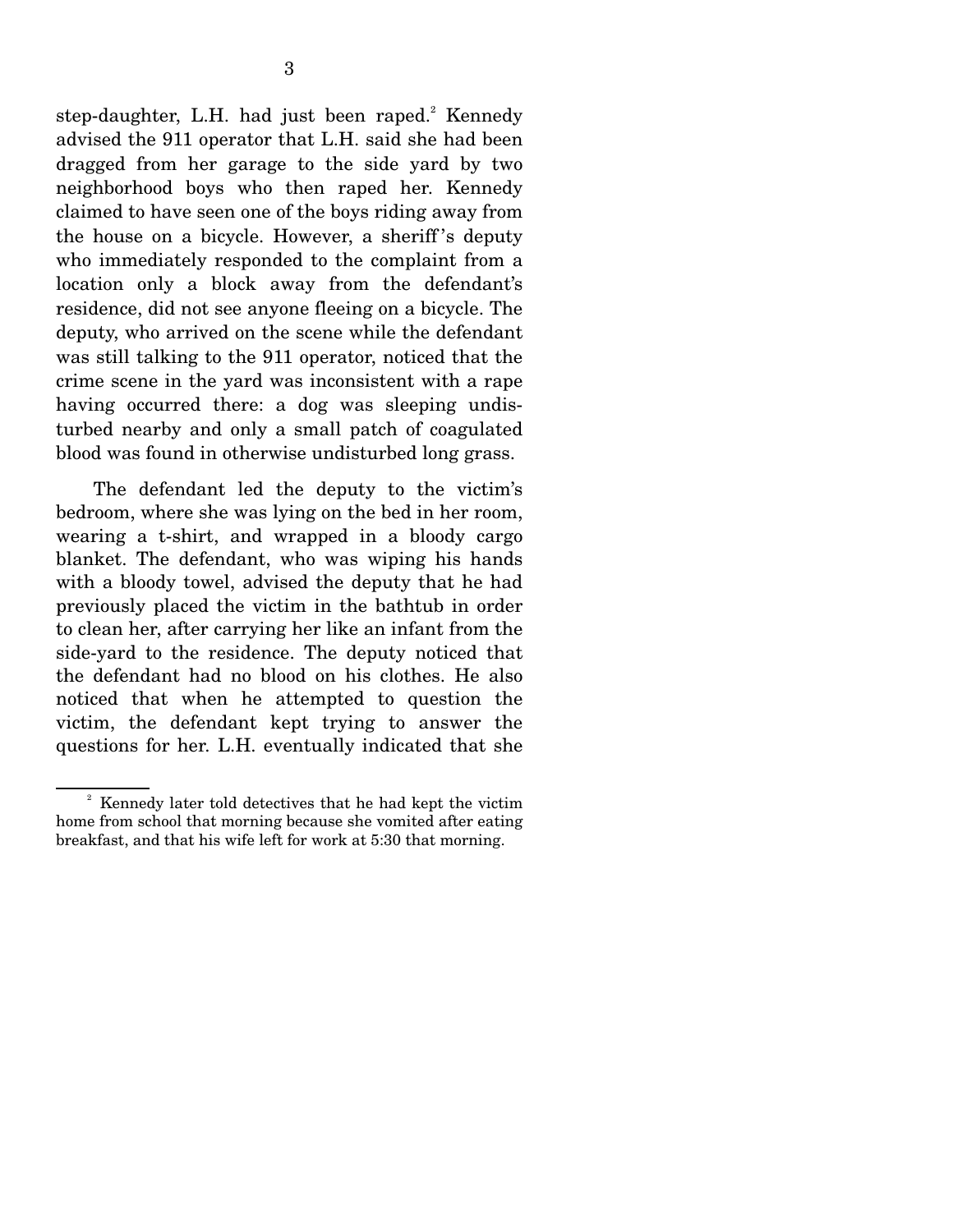step-daughter, L.H. had just been raped.[2] Kennedy advised the 911 operator that L.H. said she had been dragged from her garage to the side yard by two neighborhood boys who then raped her. Kennedy claimed to have seen one of the boys riding away from the house on a bicycle. However, a sheriff's deputy who immediately responded to the complaint from a location only a block away from the defendant's residence, did not see anyone fleeing on a bicycle. The deputy, who arrived on the scene while the defendant was still talking to the 911 operator, noticed that the crime scene in the yard was inconsistent with a rape having occurred there: a dog was sleeping undisturbed nearby and only a small patch of coagulated blood was found in otherwise undisturbed long grass.

The defendant led the deputy to the victim's bedroom, where she was lying on the bed in her room, wearing a t-shirt, and wrapped in a bloody cargo blanket. The defendant, who was wiping his hands with a bloody towel, advised the deputy that he had previously placed the victim in the bathtub in order to clean her, after carrying her like an infant from the side-yard to the residence. The deputy noticed that the defendant had no blood on his clothes. He also noticed that when he attempted to question the victim, the defendant kept trying to answer the questions for her. L.H. eventually indicated that she

---

[2] Kennedy later told detectives that he had kept the victim home from school that morning because she vomited after eating breakfast, and that his wife left for work at 5:30 that morning.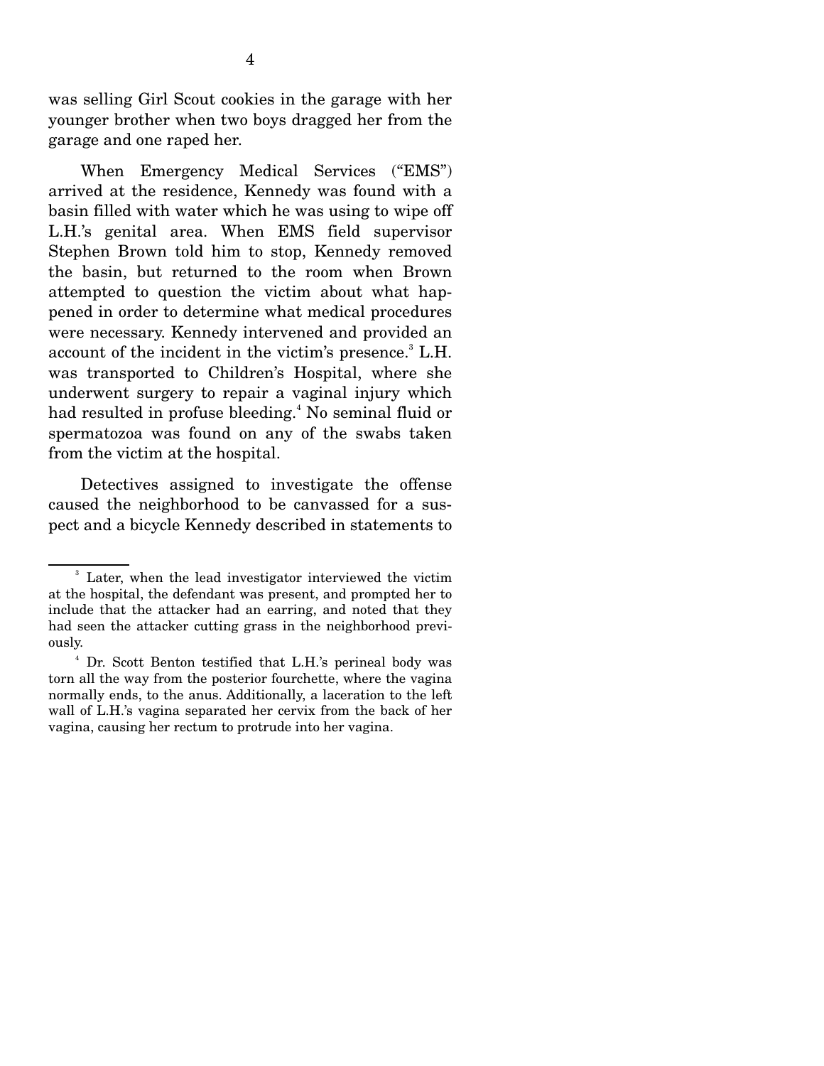was selling Girl Scout cookies in the garage with her younger brother when two boys dragged her from the garage and one raped her.

When Emergency Medical Services ("EMS") arrived at the residence, Kennedy was found with a basin filled with water which he was using to wipe off L.H.'s genital area. When EMS field supervisor Stephen Brown told him to stop, Kennedy removed the basin, but returned to the room when Brown attempted to question the victim about what happened in order to determine what medical procedures were necessary. Kennedy intervened and provided an account of the incident in the victim's presence.[3] L.H. was transported to Children's Hospital, where she underwent surgery to repair a vaginal injury which had resulted in profuse bleeding.[4] No seminal fluid or spermatozoa was found on any of the swabs taken from the victim at the hospital.

Detectives assigned to investigate the offense caused the neighborhood to be canvassed for a suspect and a bicycle Kennedy described in statements to

---

[3] Later, when the lead investigator interviewed the victim at the hospital, the defendant was present, and prompted her to include that the attacker had an earring, and noted that they had seen the attacker cutting grass in the neighborhood previously.

[4] Dr. Scott Benton testified that L.H.'s perineal body was torn all the way from the posterior fourchette, where the vagina normally ends, to the anus. Additionally, a laceration to the left wall of L.H.'s vagina separated her cervix from the back of her vagina, causing her rectum to protrude into her vagina.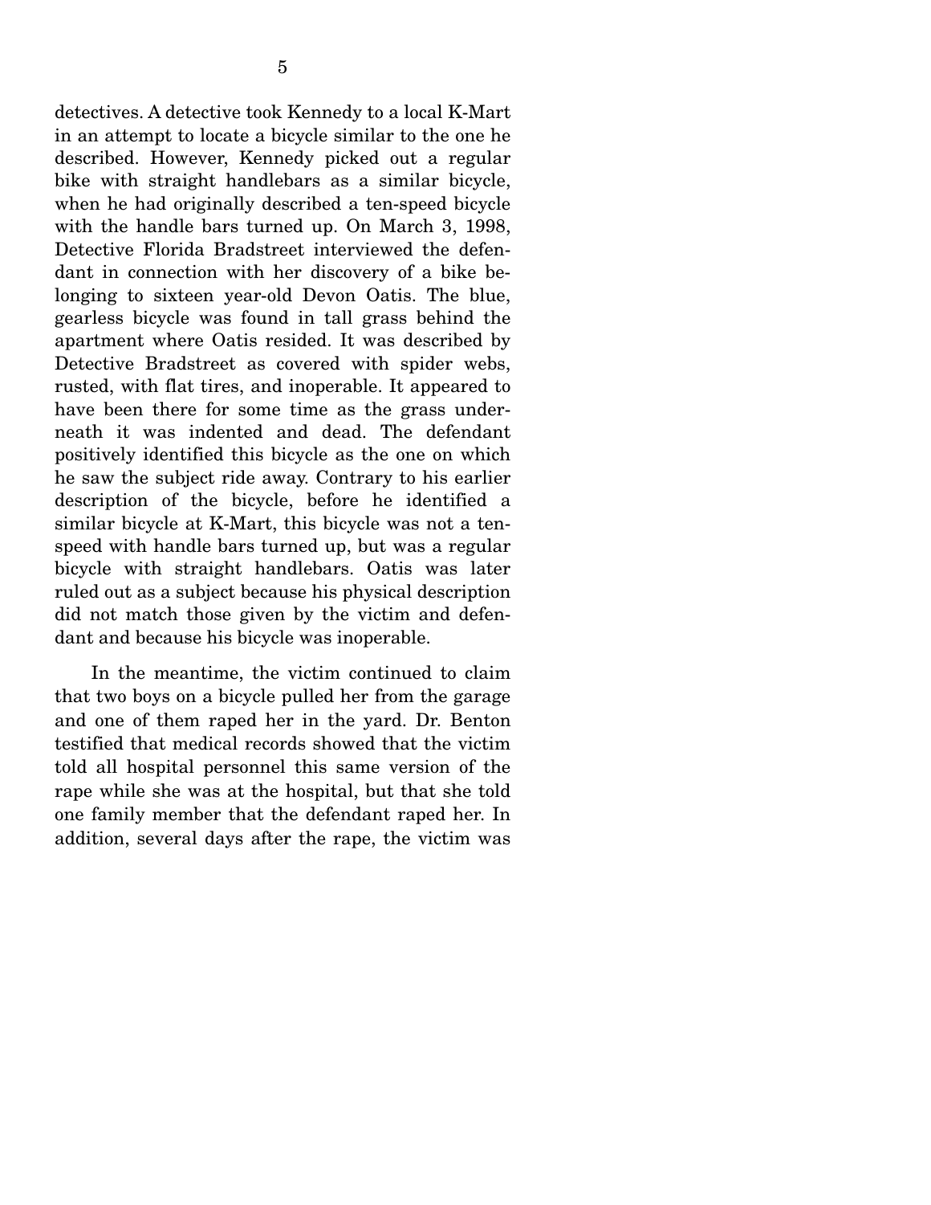detectives. A detective took Kennedy to a local K-Mart in an attempt to locate a bicycle similar to the one he described. However, Kennedy picked out a regular bike with straight handlebars as a similar bicycle, when he had originally described a ten-speed bicycle with the handle bars turned up. On March 3, 1998, Detective Florida Bradstreet interviewed the defendant in connection with her discovery of a bike belonging to sixteen year-old Devon Oatis. The blue, gearless bicycle was found in tall grass behind the apartment where Oatis resided. It was described by Detective Bradstreet as covered with spider webs, rusted, with flat tires, and inoperable. It appeared to have been there for some time as the grass underneath it was indented and dead. The defendant positively identified this bicycle as the one on which he saw the subject ride away. Contrary to his earlier description of the bicycle, before he identified a similar bicycle at K-Mart, this bicycle was not a ten-speed with handle bars turned up, but was a regular bicycle with straight handlebars. Oatis was later ruled out as a subject because his physical description did not match those given by the victim and defendant and because his bicycle was inoperable.

In the meantime, the victim continued to claim that two boys on a bicycle pulled her from the garage and one of them raped her in the yard. Dr. Benton testified that medical records showed that the victim told all hospital personnel this same version of the rape while she was at the hospital, but that she told one family member that the defendant raped her. In addition, several days after the rape, the victim was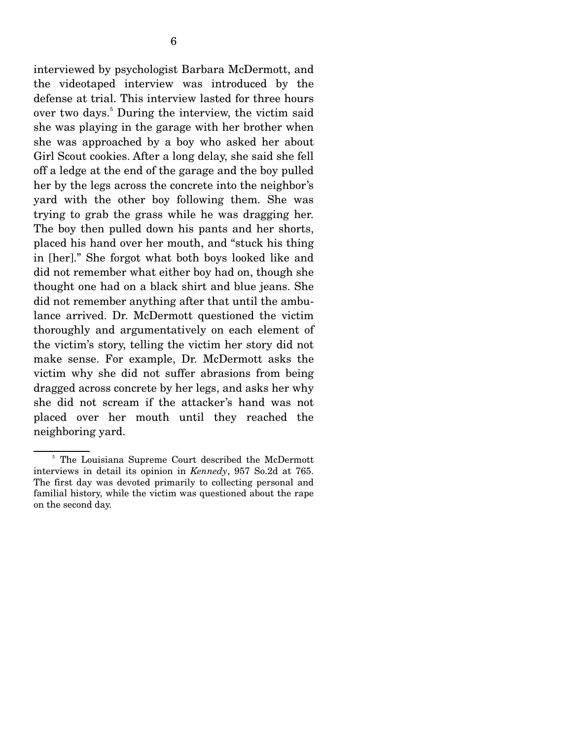interviewed by psychologist Barbara McDermott, and the videotaped interview was introduced by the defense at trial. This interview lasted for three hours over two days.[5] During the interview, the victim said she was playing in the garage with her brother when she was approached by a boy who asked her about Girl Scout cookies. After a long delay, she said she fell off a ledge at the end of the garage and the boy pulled her by the legs across the concrete into the neighbor's yard with the other boy following them. She was trying to grab the grass while he was dragging her. The boy then pulled down his pants and her shorts, placed his hand over her mouth, and "stuck his thing in [her]." She forgot what both boys looked like and did not remember what either boy had on, though she thought one had on a black shirt and blue jeans. She did not remember anything after that until the ambulance arrived. Dr. McDermott questioned the victim thoroughly and argumentatively on each element of the victim's story, telling the victim her story did not make sense. For example, Dr. McDermott asks the victim why she did not suffer abrasions from being dragged across concrete by her legs, and asks her why she did not scream if the attacker's hand was not placed over her mouth until they reached the neighboring yard.

---

[5] The Louisiana Supreme Court described the McDermott interviews in detail its opinion in *Kennedy*, 957 So.2d at 765. The first day was devoted primarily to collecting personal and familial history, while the victim was questioned about the rape on the second day.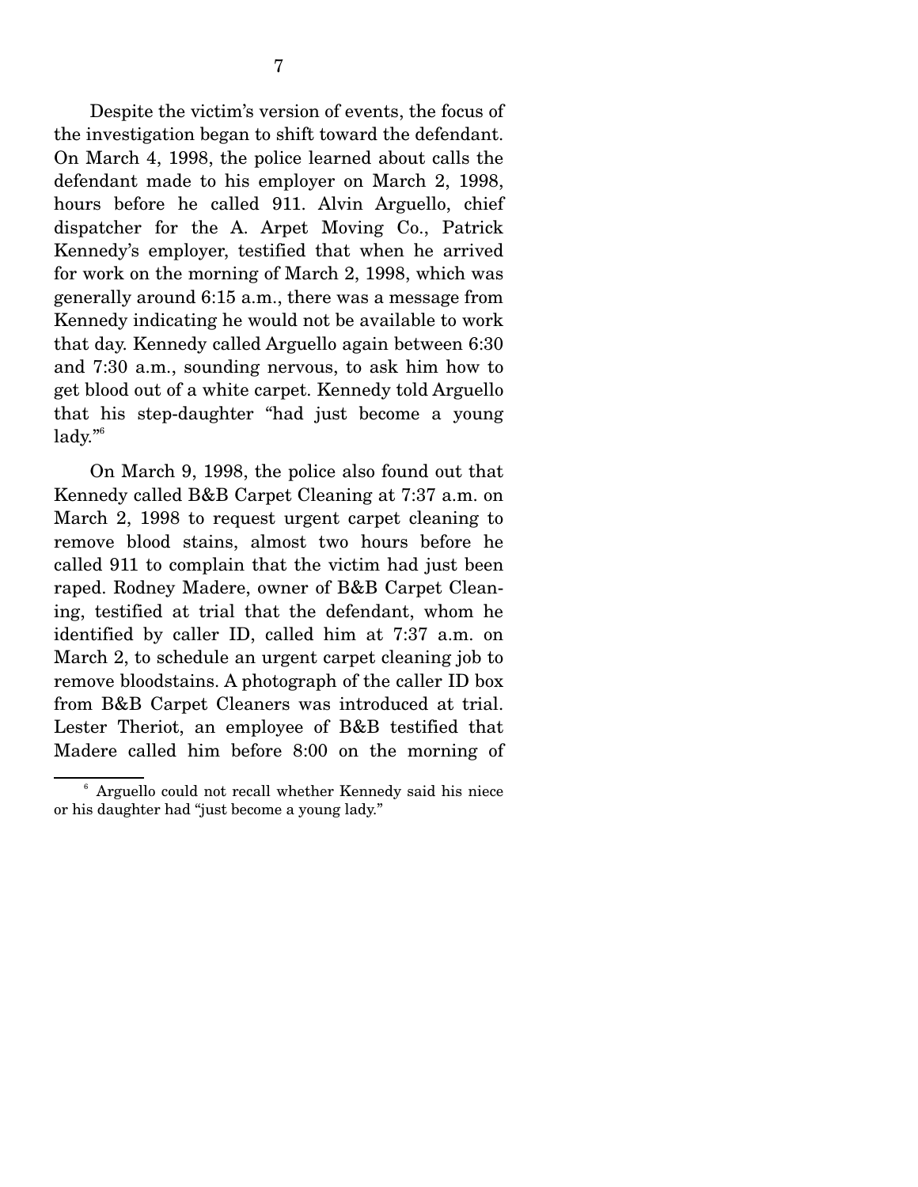Despite the victim's version of events, the focus of the investigation began to shift toward the defendant. On March 4, 1998, the police learned about calls the defendant made to his employer on March 2, 1998, hours before he called 911. Alvin Arguello, chief dispatcher for the A. Arpet Moving Co., Patrick Kennedy's employer, testified that when he arrived for work on the morning of March 2, 1998, which was generally around 6:15 a.m., there was a message from Kennedy indicating he would not be available to work that day. Kennedy called Arguello again between 6:30 and 7:30 a.m., sounding nervous, to ask him how to get blood out of a white carpet. Kennedy told Arguello that his step-daughter "had just become a young lady."[6]

On March 9, 1998, the police also found out that Kennedy called B&B Carpet Cleaning at 7:37 a.m. on March 2, 1998 to request urgent carpet cleaning to remove blood stains, almost two hours before he called 911 to complain that the victim had just been raped. Rodney Madere, owner of B&B Carpet Cleaning, testified at trial that the defendant, whom he identified by caller ID, called him at 7:37 a.m. on March 2, to schedule an urgent carpet cleaning job to remove bloodstains. A photograph of the caller ID box from B&B Carpet Cleaners was introduced at trial. Lester Theriot, an employee of B&B testified that Madere called him before 8:00 on the morning of

[6] Arguello could not recall whether Kennedy said his niece or his daughter had "just become a young lady."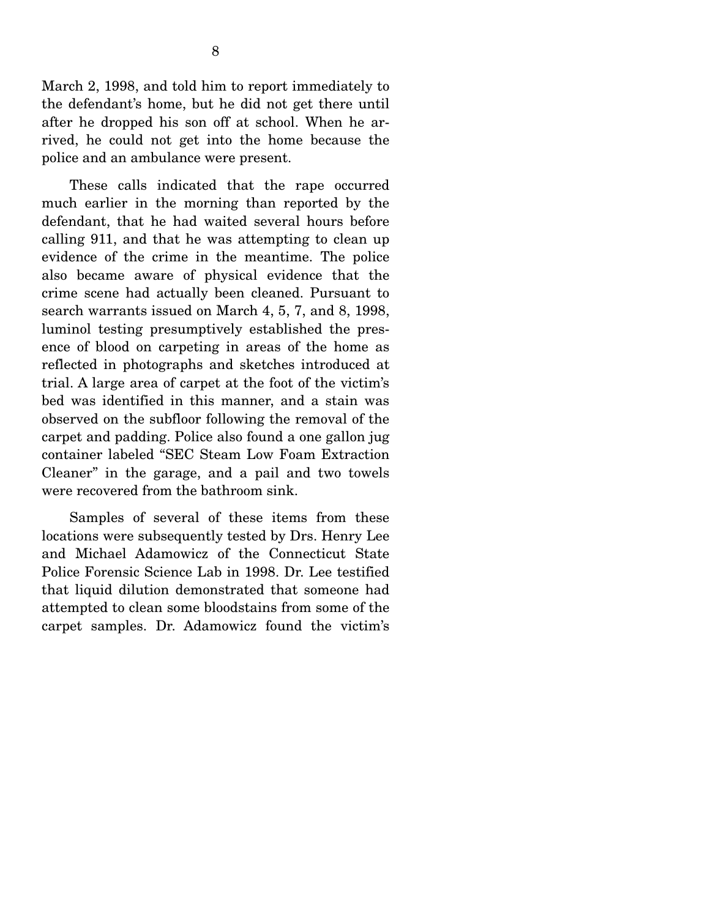March 2, 1998, and told him to report immediately to the defendant's home, but he did not get there until after he dropped his son off at school. When he arrived, he could not get into the home because the police and an ambulance were present.

These calls indicated that the rape occurred much earlier in the morning than reported by the defendant, that he had waited several hours before calling 911, and that he was attempting to clean up evidence of the crime in the meantime. The police also became aware of physical evidence that the crime scene had actually been cleaned. Pursuant to search warrants issued on March 4, 5, 7, and 8, 1998, luminol testing presumptively established the presence of blood on carpeting in areas of the home as reflected in photographs and sketches introduced at trial. A large area of carpet at the foot of the victim's bed was identified in this manner, and a stain was observed on the subfloor following the removal of the carpet and padding. Police also found a one gallon jug container labeled "SEC Steam Low Foam Extraction Cleaner" in the garage, and a pail and two towels were recovered from the bathroom sink.

Samples of several of these items from these locations were subsequently tested by Drs. Henry Lee and Michael Adamowicz of the Connecticut State Police Forensic Science Lab in 1998. Dr. Lee testified that liquid dilution demonstrated that someone had attempted to clean some bloodstains from some of the carpet samples. Dr. Adamowicz found the victim's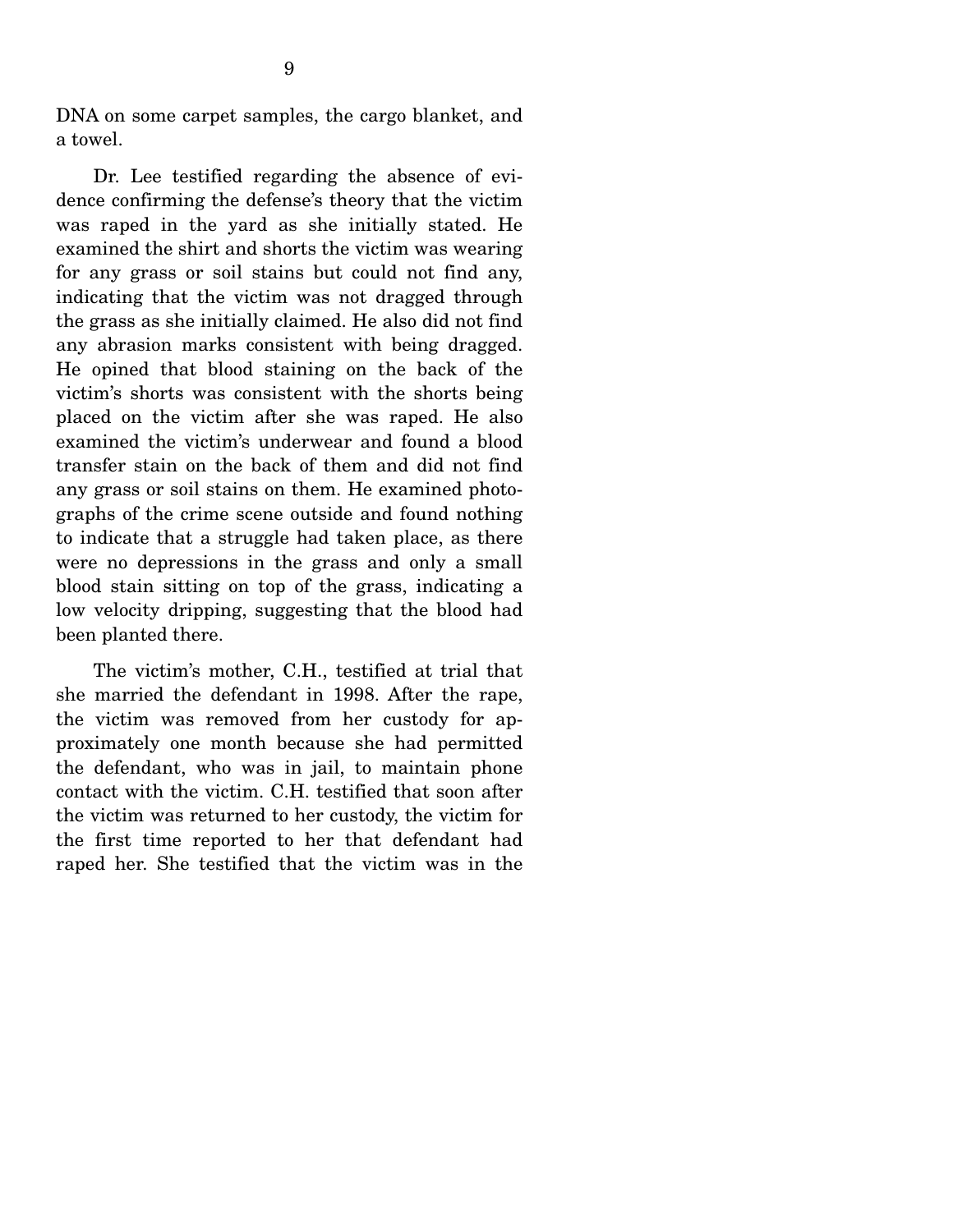DNA on some carpet samples, the cargo blanket, and a towel.

Dr. Lee testified regarding the absence of evidence confirming the defense's theory that the victim was raped in the yard as she initially stated. He examined the shirt and shorts the victim was wearing for any grass or soil stains but could not find any, indicating that the victim was not dragged through the grass as she initially claimed. He also did not find any abrasion marks consistent with being dragged. He opined that blood staining on the back of the victim's shorts was consistent with the shorts being placed on the victim after she was raped. He also examined the victim's underwear and found a blood transfer stain on the back of them and did not find any grass or soil stains on them. He examined photographs of the crime scene outside and found nothing to indicate that a struggle had taken place, as there were no depressions in the grass and only a small blood stain sitting on top of the grass, indicating a low velocity dripping, suggesting that the blood had been planted there.

The victim's mother, C.H., testified at trial that she married the defendant in 1998. After the rape, the victim was removed from her custody for approximately one month because she had permitted the defendant, who was in jail, to maintain phone contact with the victim. C.H. testified that soon after the victim was returned to her custody, the victim for the first time reported to her that defendant had raped her. She testified that the victim was in the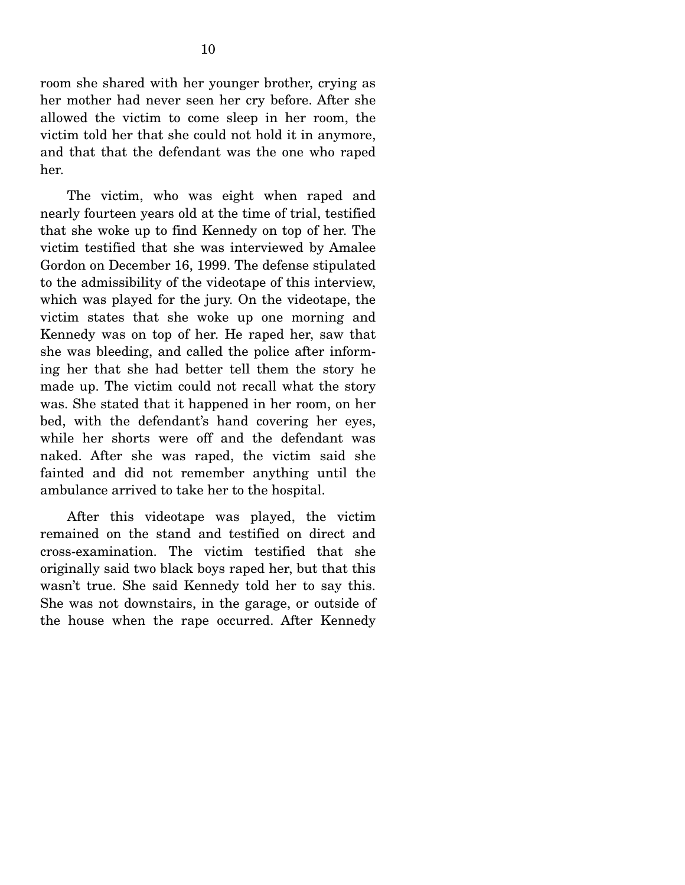room she shared with her younger brother, crying as her mother had never seen her cry before. After she allowed the victim to come sleep in her room, the victim told her that she could not hold it in anymore, and that that the defendant was the one who raped her.

The victim, who was eight when raped and nearly fourteen years old at the time of trial, testified that she woke up to find Kennedy on top of her. The victim testified that she was interviewed by Amalee Gordon on December 16, 1999. The defense stipulated to the admissibility of the videotape of this interview, which was played for the jury. On the videotape, the victim states that she woke up one morning and Kennedy was on top of her. He raped her, saw that she was bleeding, and called the police after informing her that she had better tell them the story he made up. The victim could not recall what the story was. She stated that it happened in her room, on her bed, with the defendant's hand covering her eyes, while her shorts were off and the defendant was naked. After she was raped, the victim said she fainted and did not remember anything until the ambulance arrived to take her to the hospital.

After this videotape was played, the victim remained on the stand and testified on direct and cross-examination. The victim testified that she originally said two black boys raped her, but that this wasn't true. She said Kennedy told her to say this. She was not downstairs, in the garage, or outside of the house when the rape occurred. After Kennedy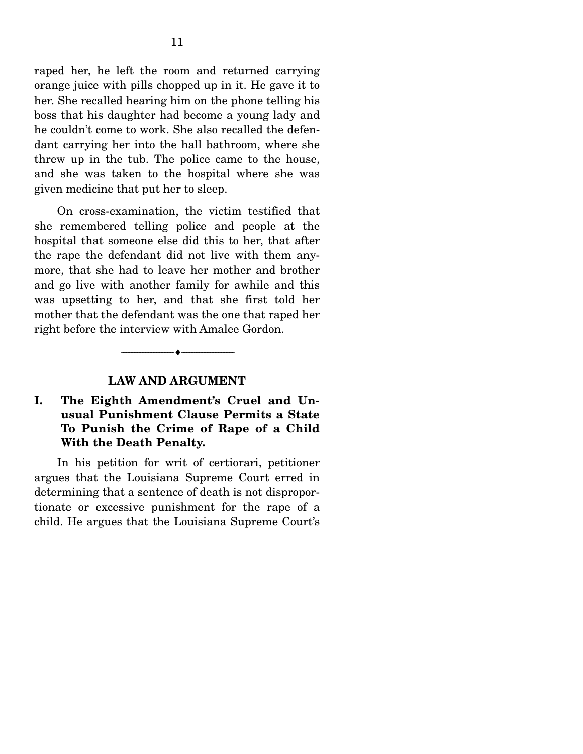raped her, he left the room and returned carrying orange juice with pills chopped up in it. He gave it to her. She recalled hearing him on the phone telling his boss that his daughter had become a young lady and he couldn't come to work. She also recalled the defendant carrying her into the hall bathroom, where she threw up in the tub. The police came to the house, and she was taken to the hospital where she was given medicine that put her to sleep.

On cross-examination, the victim testified that she remembered telling police and people at the hospital that someone else did this to her, that after the rape the defendant did not live with them anymore, that she had to leave her mother and brother and go live with another family for awhile and this was upsetting to her, and that she first told her mother that the defendant was the one that raped her right before the interview with Amalee Gordon.

---

## LAW AND ARGUMENT

### I. The Eighth Amendment's Cruel and Unusual Punishment Clause Permits a State To Punish the Crime of Rape of a Child With the Death Penalty.

In his petition for writ of certiorari, petitioner argues that the Louisiana Supreme Court erred in determining that a sentence of death is not disproportionate or excessive punishment for the rape of a child. He argues that the Louisiana Supreme Court's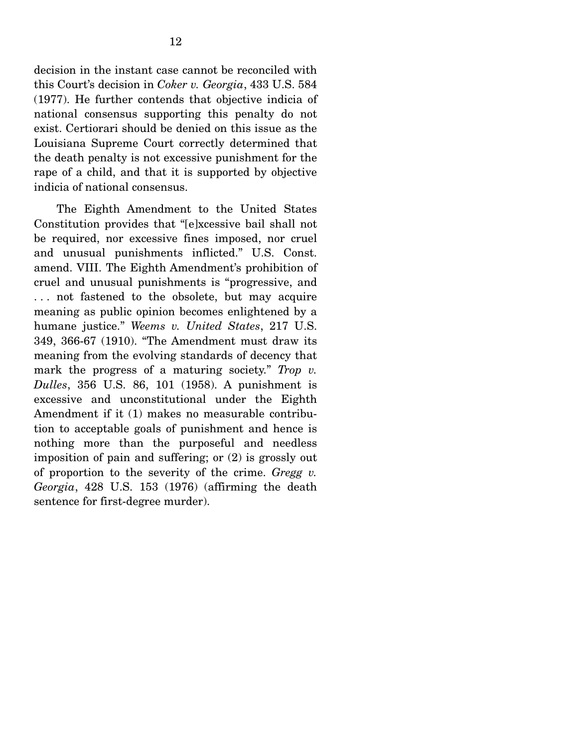decision in the instant case cannot be reconciled with this Court's decision in *Coker v. Georgia*, 433 U.S. 584 (1977). He further contends that objective indicia of national consensus supporting this penalty do not exist. Certiorari should be denied on this issue as the Louisiana Supreme Court correctly determined that the death penalty is not excessive punishment for the rape of a child, and that it is supported by objective indicia of national consensus.

The Eighth Amendment to the United States Constitution provides that "[e]xcessive bail shall not be required, nor excessive fines imposed, nor cruel and unusual punishments inflicted." U.S. Const. amend. VIII. The Eighth Amendment's prohibition of cruel and unusual punishments is "progressive, and . . . not fastened to the obsolete, but may acquire meaning as public opinion becomes enlightened by a humane justice." *Weems v. United States*, 217 U.S. 349, 366-67 (1910). "The Amendment must draw its meaning from the evolving standards of decency that mark the progress of a maturing society." *Trop v. Dulles*, 356 U.S. 86, 101 (1958). A punishment is excessive and unconstitutional under the Eighth Amendment if it (1) makes no measurable contribution to acceptable goals of punishment and hence is nothing more than the purposeful and needless imposition of pain and suffering; or (2) is grossly out of proportion to the severity of the crime. *Gregg v. Georgia*, 428 U.S. 153 (1976) (affirming the death sentence for first-degree murder).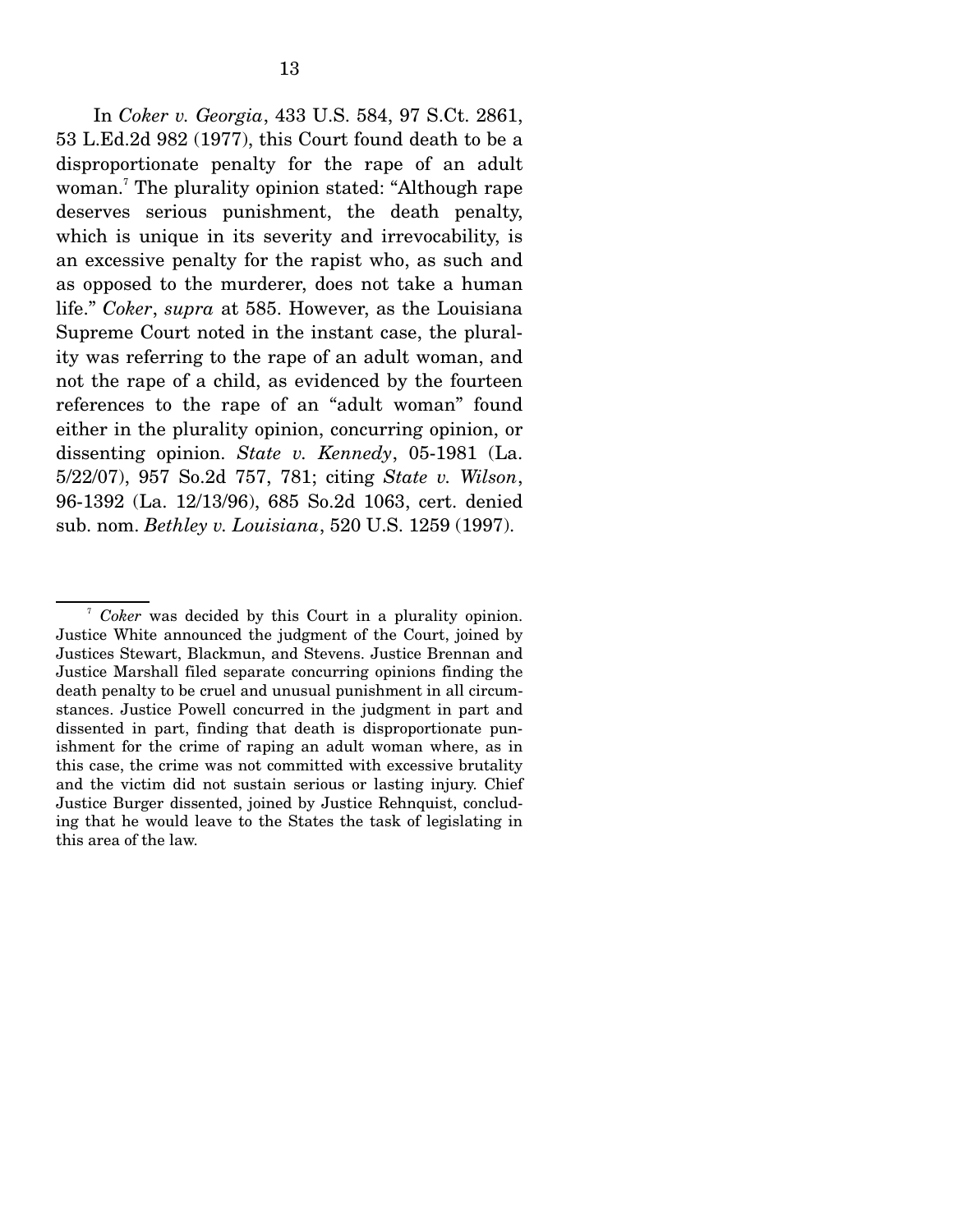In *Coker v. Georgia*, 433 U.S. 584, 97 S.Ct. 2861, 53 L.Ed.2d 982 (1977), this Court found death to be a disproportionate penalty for the rape of an adult woman.[7] The plurality opinion stated: "Although rape deserves serious punishment, the death penalty, which is unique in its severity and irrevocability, is an excessive penalty for the rapist who, as such and as opposed to the murderer, does not take a human life." *Coker*, *supra* at 585. However, as the Louisiana Supreme Court noted in the instant case, the plurality was referring to the rape of an adult woman, and not the rape of a child, as evidenced by the fourteen references to the rape of an "adult woman" found either in the plurality opinion, concurring opinion, or dissenting opinion. *State v. Kennedy*, 05-1981 (La. 5/22/07), 957 So.2d 757, 781; citing *State v. Wilson*, 96-1392 (La. 12/13/96), 685 So.2d 1063, cert. denied sub. nom. *Bethley v. Louisiana*, 520 U.S. 1259 (1997).

---

[7] *Coker* was decided by this Court in a plurality opinion. Justice White announced the judgment of the Court, joined by Justices Stewart, Blackmun, and Stevens. Justice Brennan and Justice Marshall filed separate concurring opinions finding the death penalty to be cruel and unusual punishment in all circumstances. Justice Powell concurred in the judgment in part and dissented in part, finding that death is disproportionate punishment for the crime of raping an adult woman where, as in this case, the crime was not committed with excessive brutality and the victim did not sustain serious or lasting injury. Chief Justice Burger dissented, joined by Justice Rehnquist, concluding that he would leave to the States the task of legislating in this area of the law.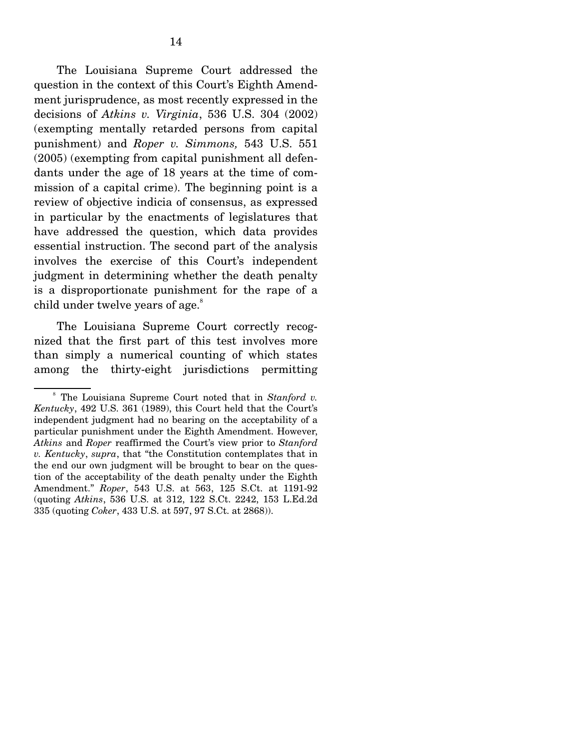The Louisiana Supreme Court addressed the question in the context of this Court's Eighth Amendment jurisprudence, as most recently expressed in the decisions of *Atkins v. Virginia*, 536 U.S. 304 (2002) (exempting mentally retarded persons from capital punishment) and *Roper v. Simmons,* 543 U.S. 551 (2005) (exempting from capital punishment all defendants under the age of 18 years at the time of commission of a capital crime). The beginning point is a review of objective indicia of consensus, as expressed in particular by the enactments of legislatures that have addressed the question, which data provides essential instruction. The second part of the analysis involves the exercise of this Court's independent judgment in determining whether the death penalty is a disproportionate punishment for the rape of a child under twelve years of age.[8]

The Louisiana Supreme Court correctly recognized that the first part of this test involves more than simply a numerical counting of which states among the thirty-eight jurisdictions permitting

---

[8] The Louisiana Supreme Court noted that in *Stanford v. Kentucky*, 492 U.S. 361 (1989), this Court held that the Court's independent judgment had no bearing on the acceptability of a particular punishment under the Eighth Amendment. However, *Atkins* and *Roper* reaffirmed the Court's view prior to *Stanford v. Kentucky*, *supra*, that "the Constitution contemplates that in the end our own judgment will be brought to bear on the question of the acceptability of the death penalty under the Eighth Amendment." *Roper*, 543 U.S. at 563, 125 S.Ct. at 1191-92 (quoting *Atkins*, 536 U.S. at 312, 122 S.Ct. 2242, 153 L.Ed.2d 335 (quoting *Coker*, 433 U.S. at 597, 97 S.Ct. at 2868)).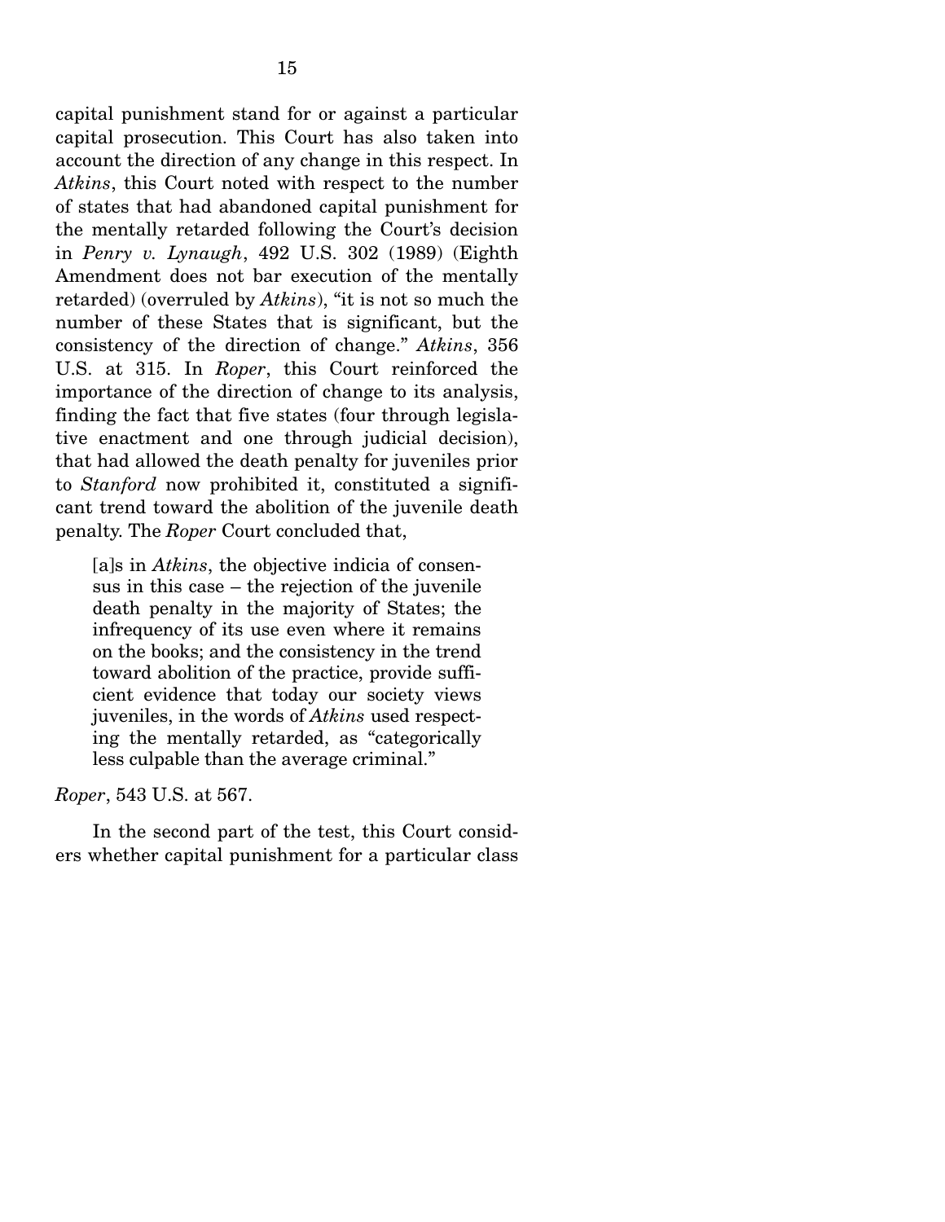capital punishment stand for or against a particular capital prosecution. This Court has also taken into account the direction of any change in this respect. In *Atkins*, this Court noted with respect to the number of states that had abandoned capital punishment for the mentally retarded following the Court's decision in *Penry v. Lynaugh*, 492 U.S. 302 (1989) (Eighth Amendment does not bar execution of the mentally retarded) (overruled by *Atkins*), "it is not so much the number of these States that is significant, but the consistency of the direction of change." *Atkins*, 356 U.S. at 315. In *Roper*, this Court reinforced the importance of the direction of change to its analysis, finding the fact that five states (four through legislative enactment and one through judicial decision), that had allowed the death penalty for juveniles prior to *Stanford* now prohibited it, constituted a significant trend toward the abolition of the juvenile death penalty. The *Roper* Court concluded that,

> [a]s in *Atkins*, the objective indicia of consensus in this case – the rejection of the juvenile death penalty in the majority of States; the infrequency of its use even where it remains on the books; and the consistency in the trend toward abolition of the practice, provide sufficient evidence that today our society views juveniles, in the words of *Atkins* used respecting the mentally retarded, as "categorically less culpable than the average criminal."

*Roper*, 543 U.S. at 567.

In the second part of the test, this Court considers whether capital punishment for a particular class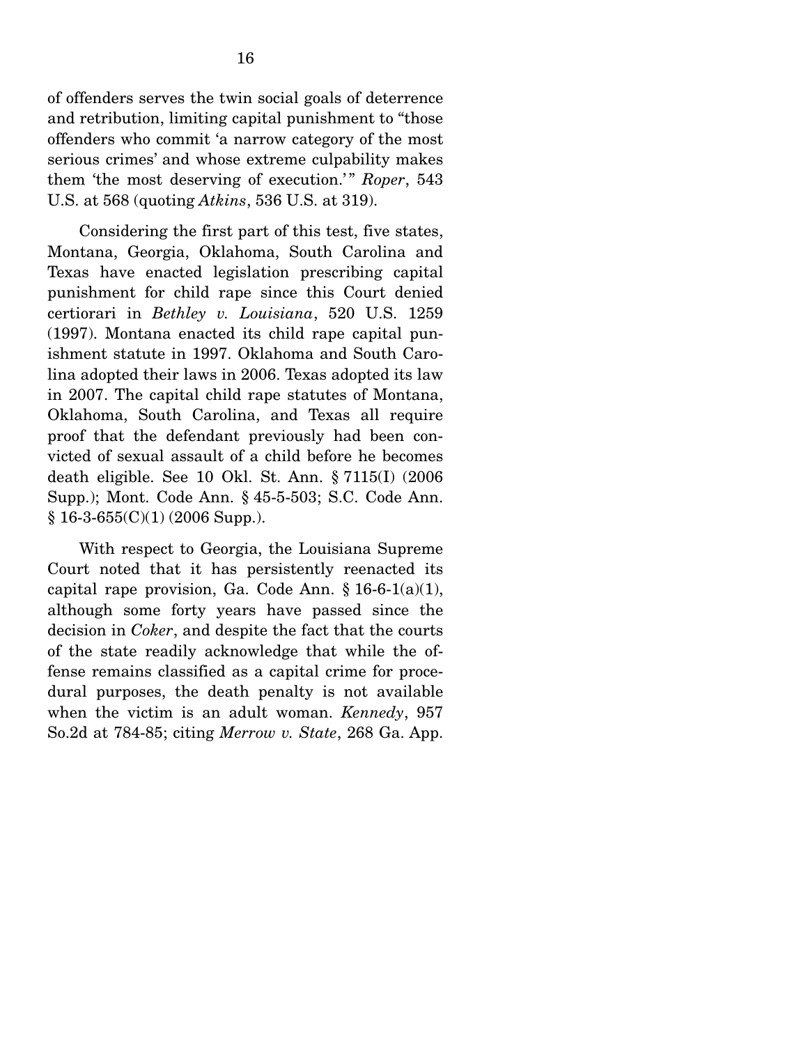of offenders serves the twin social goals of deterrence and retribution, limiting capital punishment to "those offenders who commit 'a narrow category of the most serious crimes' and whose extreme culpability makes them 'the most deserving of execution.'" *Roper*, 543 U.S. at 568 (quoting *Atkins*, 536 U.S. at 319).

Considering the first part of this test, five states, Montana, Georgia, Oklahoma, South Carolina and Texas have enacted legislation prescribing capital punishment for child rape since this Court denied certiorari in *Bethley v. Louisiana*, 520 U.S. 1259 (1997). Montana enacted its child rape capital punishment statute in 1997. Oklahoma and South Carolina adopted their laws in 2006. Texas adopted its law in 2007. The capital child rape statutes of Montana, Oklahoma, South Carolina, and Texas all require proof that the defendant previously had been convicted of sexual assault of a child before he becomes death eligible. See 10 Okl. St. Ann. § 7115(I) (2006 Supp.); Mont. Code Ann. § 45-5-503; S.C. Code Ann. § 16-3-655(C)(1) (2006 Supp.).

With respect to Georgia, the Louisiana Supreme Court noted that it has persistently reenacted its capital rape provision, Ga. Code Ann. § 16-6-1(a)(1), although some forty years have passed since the decision in *Coker*, and despite the fact that the courts of the state readily acknowledge that while the offense remains classified as a capital crime for procedural purposes, the death penalty is not available when the victim is an adult woman. *Kennedy*, 957 So.2d at 784-85; citing *Merrow v. State*, 268 Ga. App.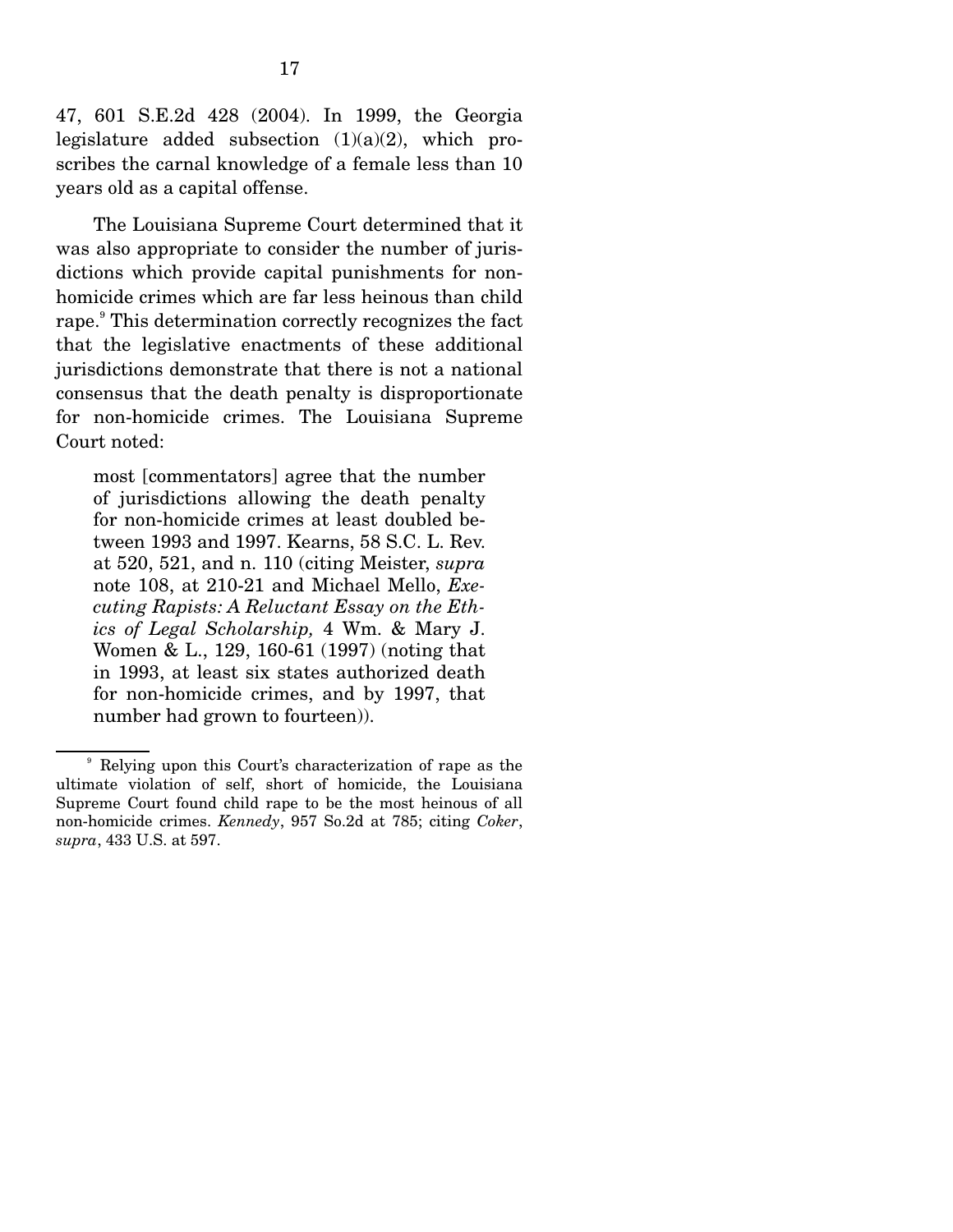47, 601 S.E.2d 428 (2004). In 1999, the Georgia legislature added subsection (1)(a)(2), which proscribes the carnal knowledge of a female less than 10 years old as a capital offense.

The Louisiana Supreme Court determined that it was also appropriate to consider the number of jurisdictions which provide capital punishments for non-homicide crimes which are far less heinous than child rape.[9] This determination correctly recognizes the fact that the legislative enactments of these additional jurisdictions demonstrate that there is not a national consensus that the death penalty is disproportionate for non-homicide crimes. The Louisiana Supreme Court noted:

> most [commentators] agree that the number of jurisdictions allowing the death penalty for non-homicide crimes at least doubled between 1993 and 1997. Kearns, 58 S.C. L. Rev. at 520, 521, and n. 110 (citing Meister, *supra* note 108, at 210-21 and Michael Mello, *Executing Rapists: A Reluctant Essay on the Ethics of Legal Scholarship,* 4 Wm. & Mary J. Women & L., 129, 160-61 (1997) (noting that in 1993, at least six states authorized death for non-homicide crimes, and by 1997, that number had grown to fourteen)).

---

[9] Relying upon this Court's characterization of rape as the ultimate violation of self, short of homicide, the Louisiana Supreme Court found child rape to be the most heinous of all non-homicide crimes. *Kennedy*, 957 So.2d at 785; citing *Coker*, *supra*, 433 U.S. at 597.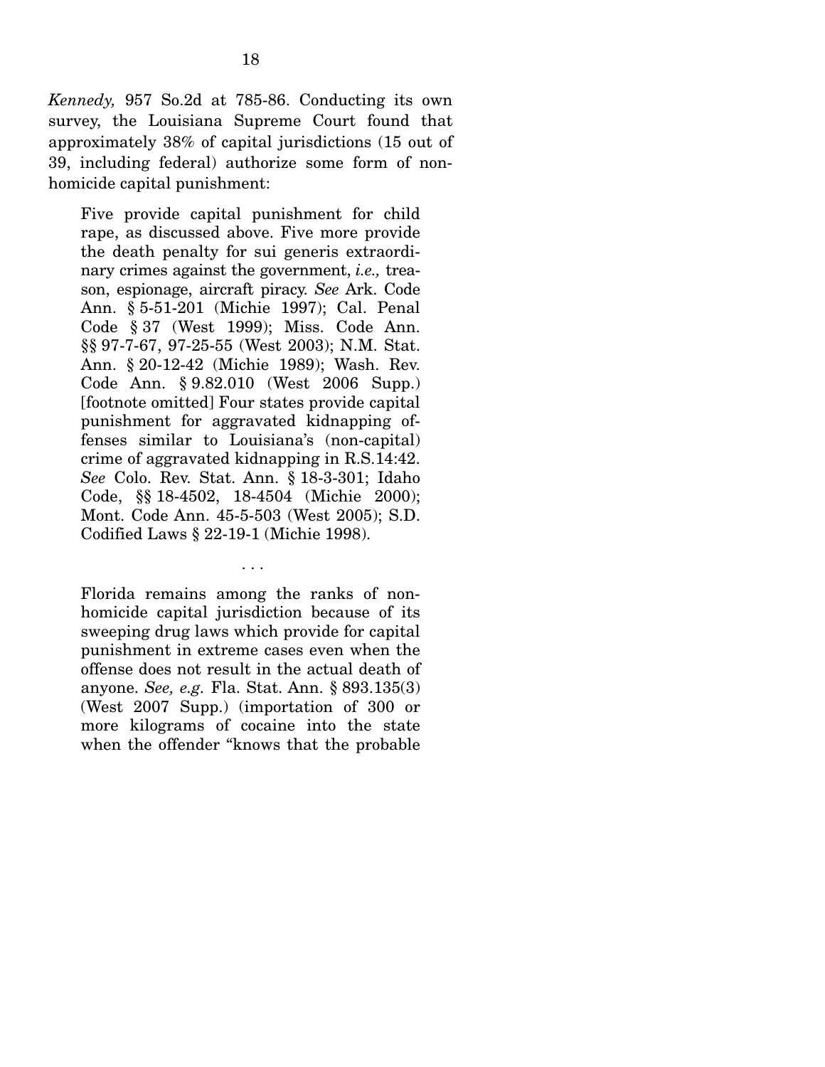*Kennedy,* 957 So.2d at 785-86. Conducting its own survey, the Louisiana Supreme Court found that approximately 38% of capital jurisdictions (15 out of 39, including federal) authorize some form of non-homicide capital punishment:

> Five provide capital punishment for child rape, as discussed above. Five more provide the death penalty for sui generis extraordinary crimes against the government, *i.e.,* treason, espionage, aircraft piracy. *See* Ark. Code Ann. § 5-51-201 (Michie 1997); Cal. Penal Code § 37 (West 1999); Miss. Code Ann. §§ 97-7-67, 97-25-55 (West 2003); N.M. Stat. Ann. § 20-12-42 (Michie 1989); Wash. Rev. Code Ann. § 9.82.010 (West 2006 Supp.) [footnote omitted] Four states provide capital punishment for aggravated kidnapping offenses similar to Louisiana's (non-capital) crime of aggravated kidnapping in R.S.14:42. *See* Colo. Rev. Stat. Ann. § 18-3-301; Idaho Code, §§ 18-4502, 18-4504 (Michie 2000); Mont. Code Ann. 45-5-503 (West 2005); S.D. Codified Laws § 22-19-1 (Michie 1998).
>
> . . .
>
> Florida remains among the ranks of non-homicide capital jurisdiction because of its sweeping drug laws which provide for capital punishment in extreme cases even when the offense does not result in the actual death of anyone. *See, e.g.* Fla. Stat. Ann. § 893.135(3) (West 2007 Supp.) (importation of 300 or more kilograms of cocaine into the state when the offender "knows that the probable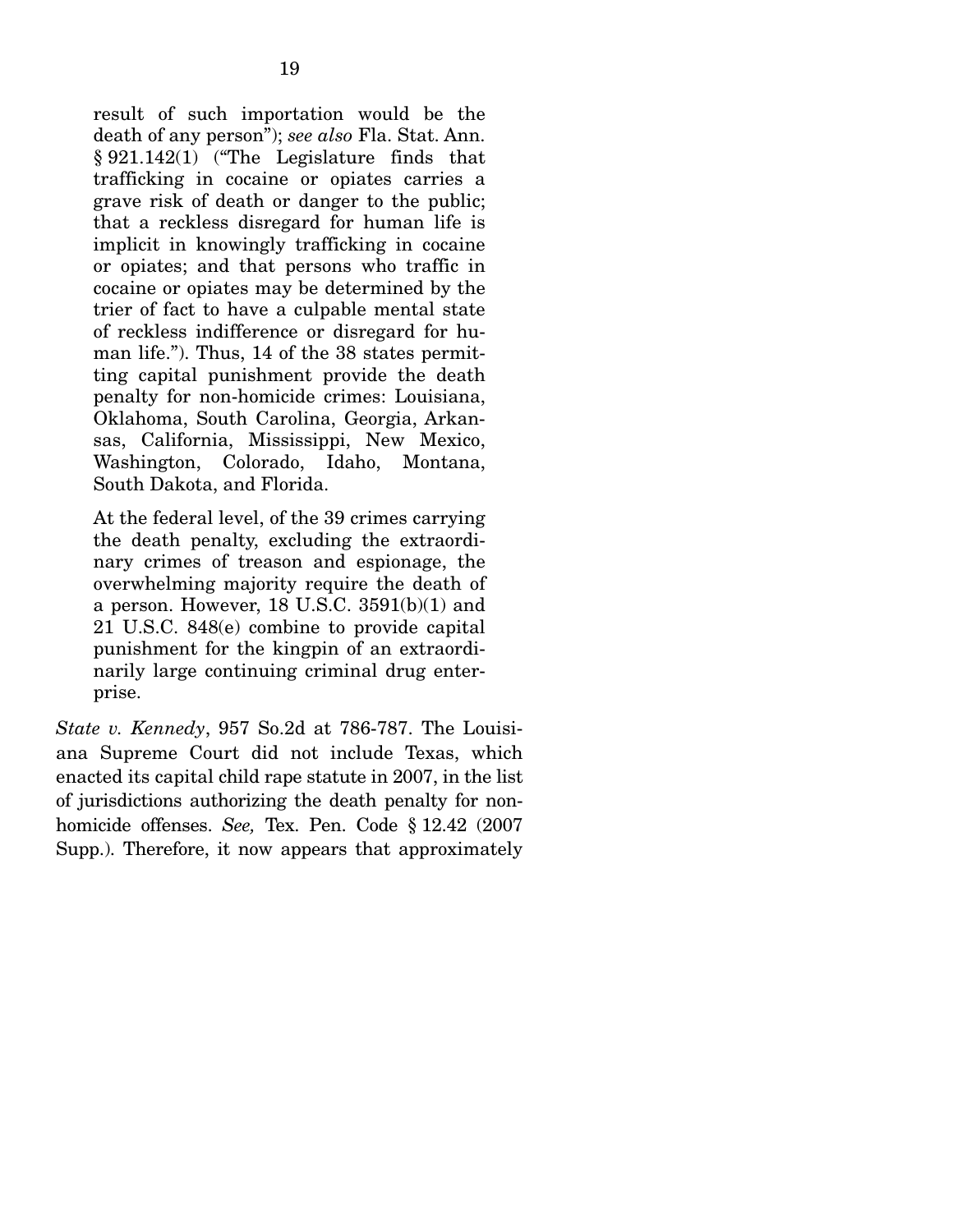result of such importation would be the death of any person"); *see also* Fla. Stat. Ann. § 921.142(1) ("The Legislature finds that trafficking in cocaine or opiates carries a grave risk of death or danger to the public; that a reckless disregard for human life is implicit in knowingly trafficking in cocaine or opiates; and that persons who traffic in cocaine or opiates may be determined by the trier of fact to have a culpable mental state of reckless indifference or disregard for human life."). Thus, 14 of the 38 states permitting capital punishment provide the death penalty for non-homicide crimes: Louisiana, Oklahoma, South Carolina, Georgia, Arkansas, California, Mississippi, New Mexico, Washington, Colorado, Idaho, Montana, South Dakota, and Florida.

> At the federal level, of the 39 crimes carrying the death penalty, excluding the extraordinary crimes of treason and espionage, the overwhelming majority require the death of a person. However, 18 U.S.C. 3591(b)(1) and 21 U.S.C. 848(e) combine to provide capital punishment for the kingpin of an extraordinarily large continuing criminal drug enterprise.

*State v. Kennedy*, 957 So.2d at 786-787. The Louisiana Supreme Court did not include Texas, which enacted its capital child rape statute in 2007, in the list of jurisdictions authorizing the death penalty for nonhomicide offenses. *See,* Tex. Pen. Code § 12.42 (2007 Supp.). Therefore, it now appears that approximately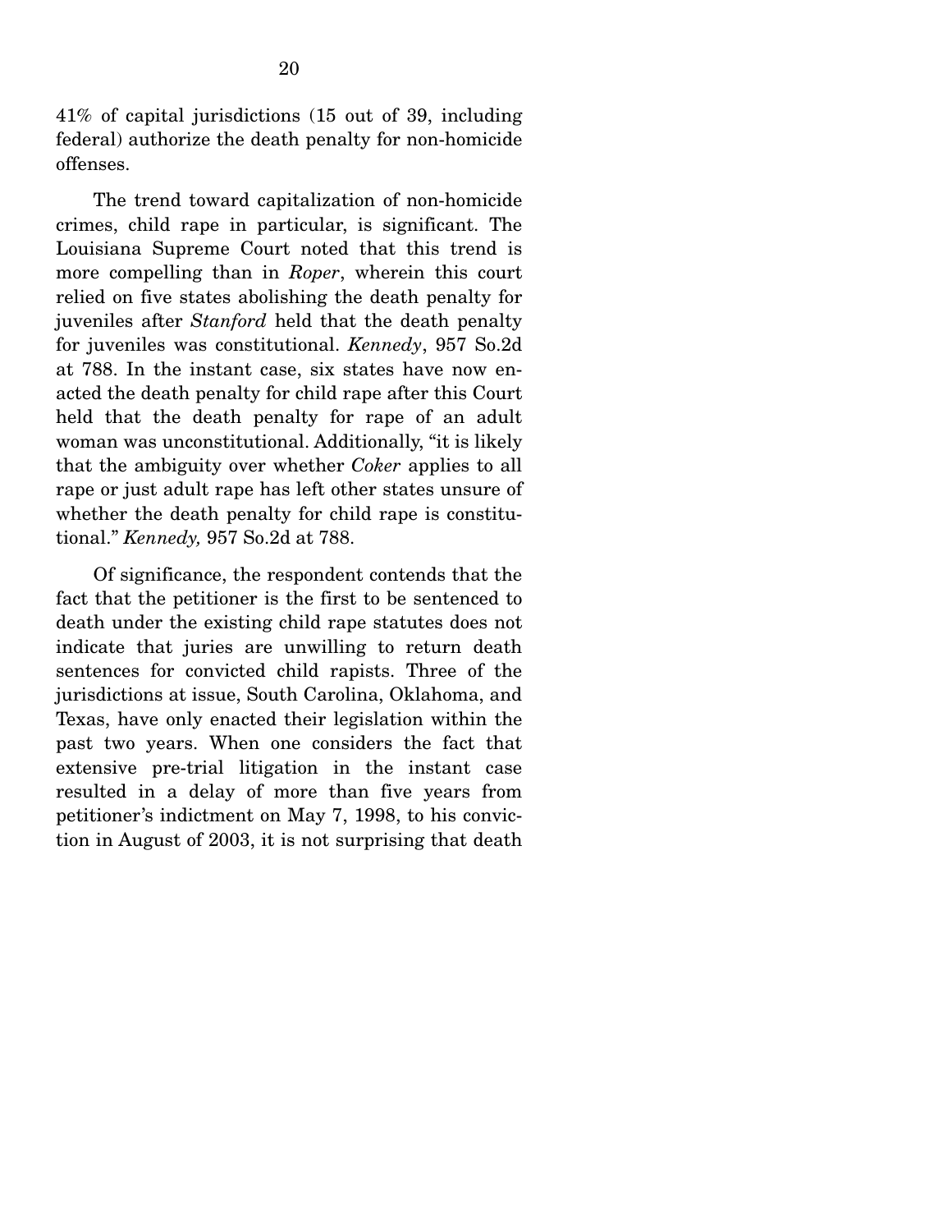41% of capital jurisdictions (15 out of 39, including federal) authorize the death penalty for non-homicide offenses.

The trend toward capitalization of non-homicide crimes, child rape in particular, is significant. The Louisiana Supreme Court noted that this trend is more compelling than in *Roper*, wherein this court relied on five states abolishing the death penalty for juveniles after *Stanford* held that the death penalty for juveniles was constitutional. *Kennedy*, 957 So.2d at 788. In the instant case, six states have now enacted the death penalty for child rape after this Court held that the death penalty for rape of an adult woman was unconstitutional. Additionally, "it is likely that the ambiguity over whether *Coker* applies to all rape or just adult rape has left other states unsure of whether the death penalty for child rape is constitutional." *Kennedy,* 957 So.2d at 788.

Of significance, the respondent contends that the fact that the petitioner is the first to be sentenced to death under the existing child rape statutes does not indicate that juries are unwilling to return death sentences for convicted child rapists. Three of the jurisdictions at issue, South Carolina, Oklahoma, and Texas, have only enacted their legislation within the past two years. When one considers the fact that extensive pre-trial litigation in the instant case resulted in a delay of more than five years from petitioner's indictment on May 7, 1998, to his conviction in August of 2003, it is not surprising that death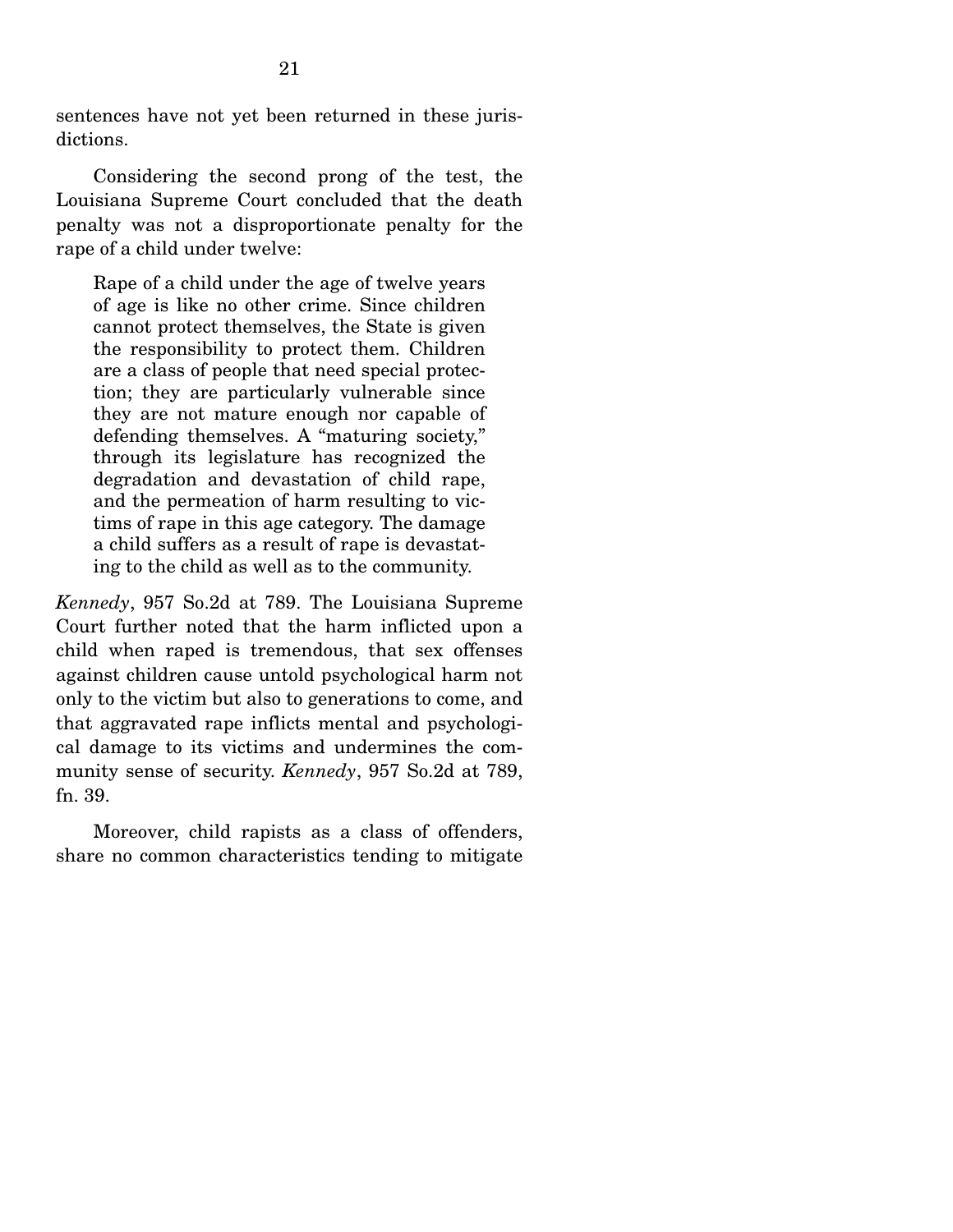sentences have not yet been returned in these jurisdictions.

Considering the second prong of the test, the Louisiana Supreme Court concluded that the death penalty was not a disproportionate penalty for the rape of a child under twelve:

> Rape of a child under the age of twelve years of age is like no other crime. Since children cannot protect themselves, the State is given the responsibility to protect them. Children are a class of people that need special protection; they are particularly vulnerable since they are not mature enough nor capable of defending themselves. A "maturing society," through its legislature has recognized the degradation and devastation of child rape, and the permeation of harm resulting to victims of rape in this age category. The damage a child suffers as a result of rape is devastating to the child as well as to the community.

*Kennedy*, 957 So.2d at 789. The Louisiana Supreme Court further noted that the harm inflicted upon a child when raped is tremendous, that sex offenses against children cause untold psychological harm not only to the victim but also to generations to come, and that aggravated rape inflicts mental and psychological damage to its victims and undermines the community sense of security. *Kennedy*, 957 So.2d at 789, fn. 39.

Moreover, child rapists as a class of offenders, share no common characteristics tending to mitigate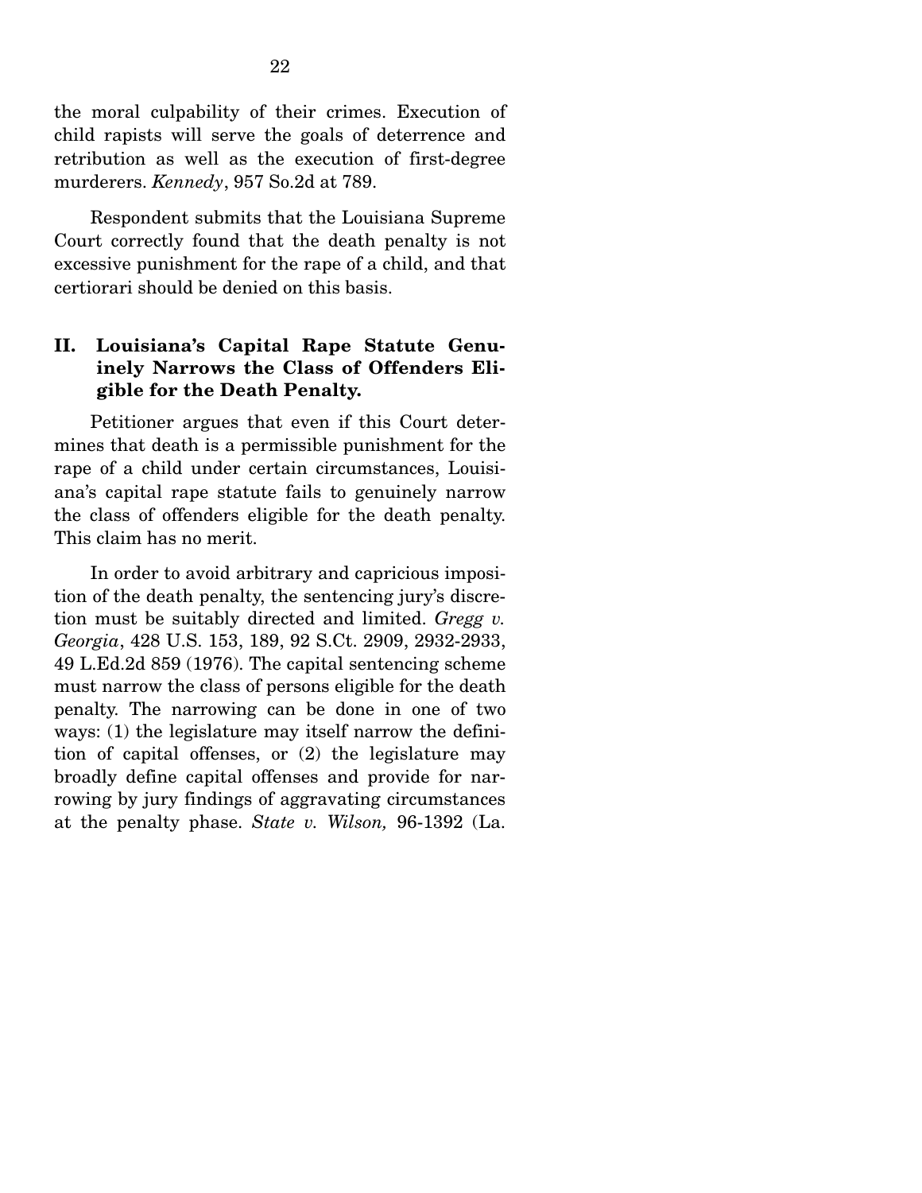the moral culpability of their crimes. Execution of child rapists will serve the goals of deterrence and retribution as well as the execution of first-degree murderers. *Kennedy*, 957 So.2d at 789.

Respondent submits that the Louisiana Supreme Court correctly found that the death penalty is not excessive punishment for the rape of a child, and that certiorari should be denied on this basis.

## II. Louisiana's Capital Rape Statute Genuinely Narrows the Class of Offenders Eligible for the Death Penalty.

Petitioner argues that even if this Court determines that death is a permissible punishment for the rape of a child under certain circumstances, Louisiana's capital rape statute fails to genuinely narrow the class of offenders eligible for the death penalty. This claim has no merit.

In order to avoid arbitrary and capricious imposition of the death penalty, the sentencing jury's discretion must be suitably directed and limited. *Gregg v. Georgia*, 428 U.S. 153, 189, 92 S.Ct. 2909, 2932-2933, 49 L.Ed.2d 859 (1976). The capital sentencing scheme must narrow the class of persons eligible for the death penalty. The narrowing can be done in one of two ways: (1) the legislature may itself narrow the definition of capital offenses, or (2) the legislature may broadly define capital offenses and provide for narrowing by jury findings of aggravating circumstances at the penalty phase. *State v. Wilson,* 96-1392 (La.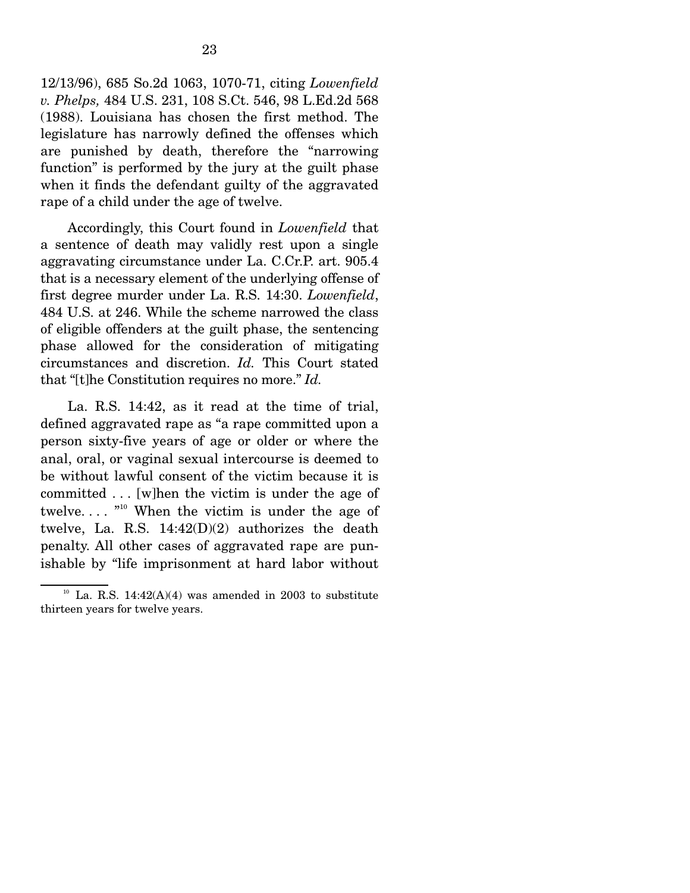12/13/96), 685 So.2d 1063, 1070-71, citing *Lowenfield v. Phelps,* 484 U.S. 231, 108 S.Ct. 546, 98 L.Ed.2d 568 (1988). Louisiana has chosen the first method. The legislature has narrowly defined the offenses which are punished by death, therefore the "narrowing function" is performed by the jury at the guilt phase when it finds the defendant guilty of the aggravated rape of a child under the age of twelve.

Accordingly, this Court found in *Lowenfield* that a sentence of death may validly rest upon a single aggravating circumstance under La. C.Cr.P. art. 905.4 that is a necessary element of the underlying offense of first degree murder under La. R.S. 14:30. *Lowenfield*, 484 U.S. at 246. While the scheme narrowed the class of eligible offenders at the guilt phase, the sentencing phase allowed for the consideration of mitigating circumstances and discretion. *Id.* This Court stated that "[t]he Constitution requires no more." *Id.*

La. R.S. 14:42, as it read at the time of trial, defined aggravated rape as "a rape committed upon a person sixty-five years of age or older or where the anal, oral, or vaginal sexual intercourse is deemed to be without lawful consent of the victim because it is committed . . . [w]hen the victim is under the age of twelve. . . . "[10] When the victim is under the age of twelve, La. R.S. 14:42(D)(2) authorizes the death penalty. All other cases of aggravated rape are punishable by "life imprisonment at hard labor without

---

[10] La. R.S. 14:42(A)(4) was amended in 2003 to substitute thirteen years for twelve years.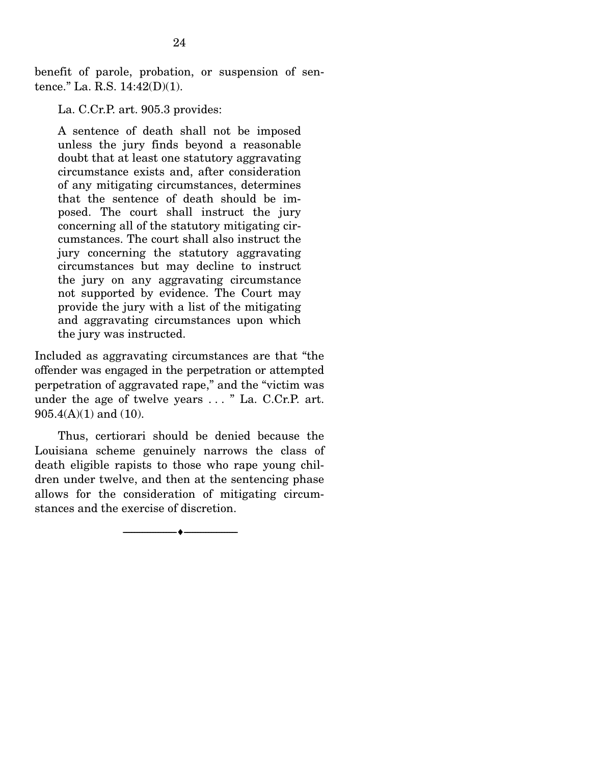benefit of parole, probation, or suspension of sentence." La. R.S. 14:42(D)(1).

La. C.Cr.P. art. 905.3 provides:

> A sentence of death shall not be imposed unless the jury finds beyond a reasonable doubt that at least one statutory aggravating circumstance exists and, after consideration of any mitigating circumstances, determines that the sentence of death should be imposed. The court shall instruct the jury concerning all of the statutory mitigating circumstances. The court shall also instruct the jury concerning the statutory aggravating circumstances but may decline to instruct the jury on any aggravating circumstance not supported by evidence. The Court may provide the jury with a list of the mitigating and aggravating circumstances upon which the jury was instructed.

Included as aggravating circumstances are that "the offender was engaged in the perpetration or attempted perpetration of aggravated rape," and the "victim was under the age of twelve years . . . " La. C.Cr.P. art. 905.4(A)(1) and (10).

Thus, certiorari should be denied because the Louisiana scheme genuinely narrows the class of death eligible rapists to those who rape young children under twelve, and then at the sentencing phase allows for the consideration of mitigating circumstances and the exercise of discretion.

---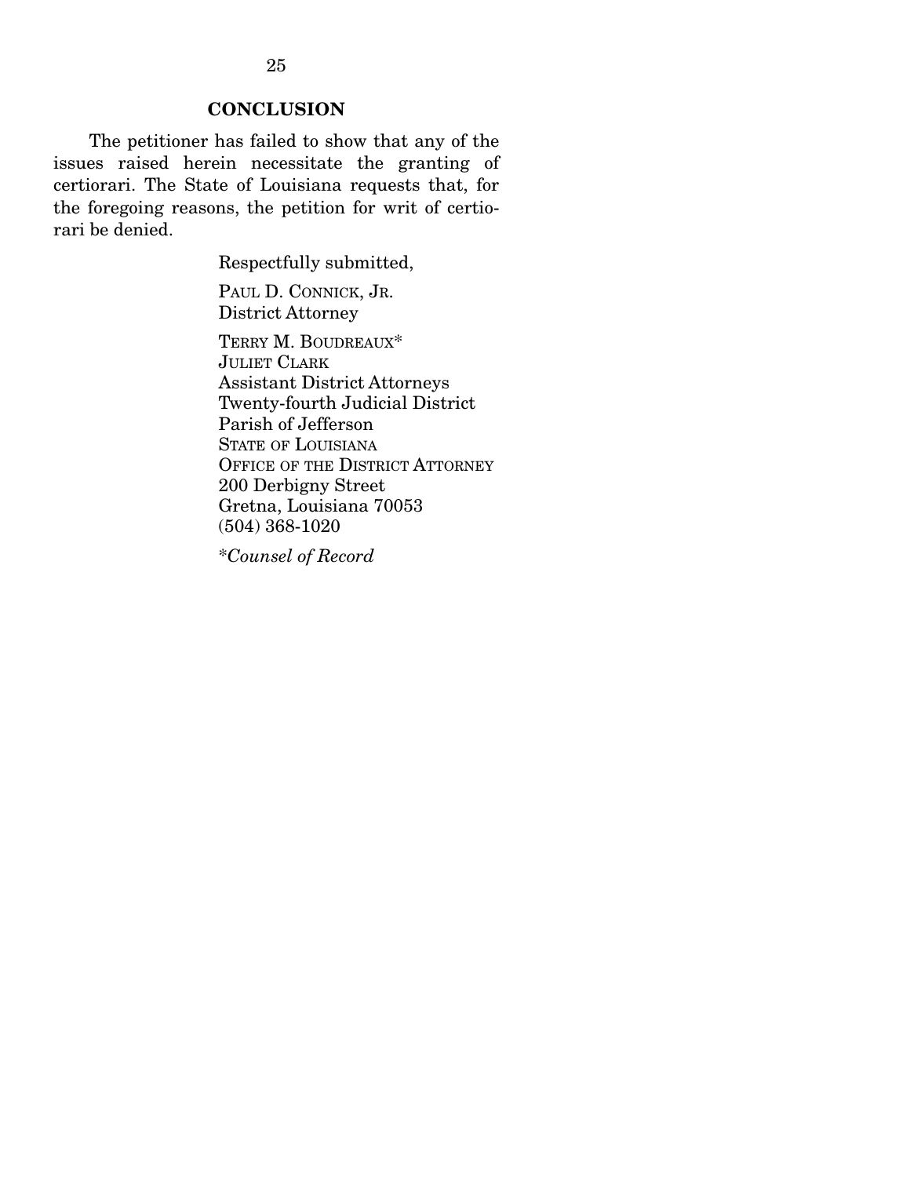## CONCLUSION

The petitioner has failed to show that any of the issues raised herein necessitate the granting of certiorari. The State of Louisiana requests that, for the foregoing reasons, the petition for writ of certiorari be denied.

Respectfully submitted,

PAUL D. CONNICK, JR.
District Attorney

TERRY M. BOUDREAUX*
JULIET CLARK
Assistant District Attorneys
Twenty-fourth Judicial District
Parish of Jefferson
STATE OF LOUISIANA
OFFICE OF THE DISTRICT ATTORNEY
200 Derbigny Street
Gretna, Louisiana 70053
(504) 368-1020

*\*Counsel of Record*